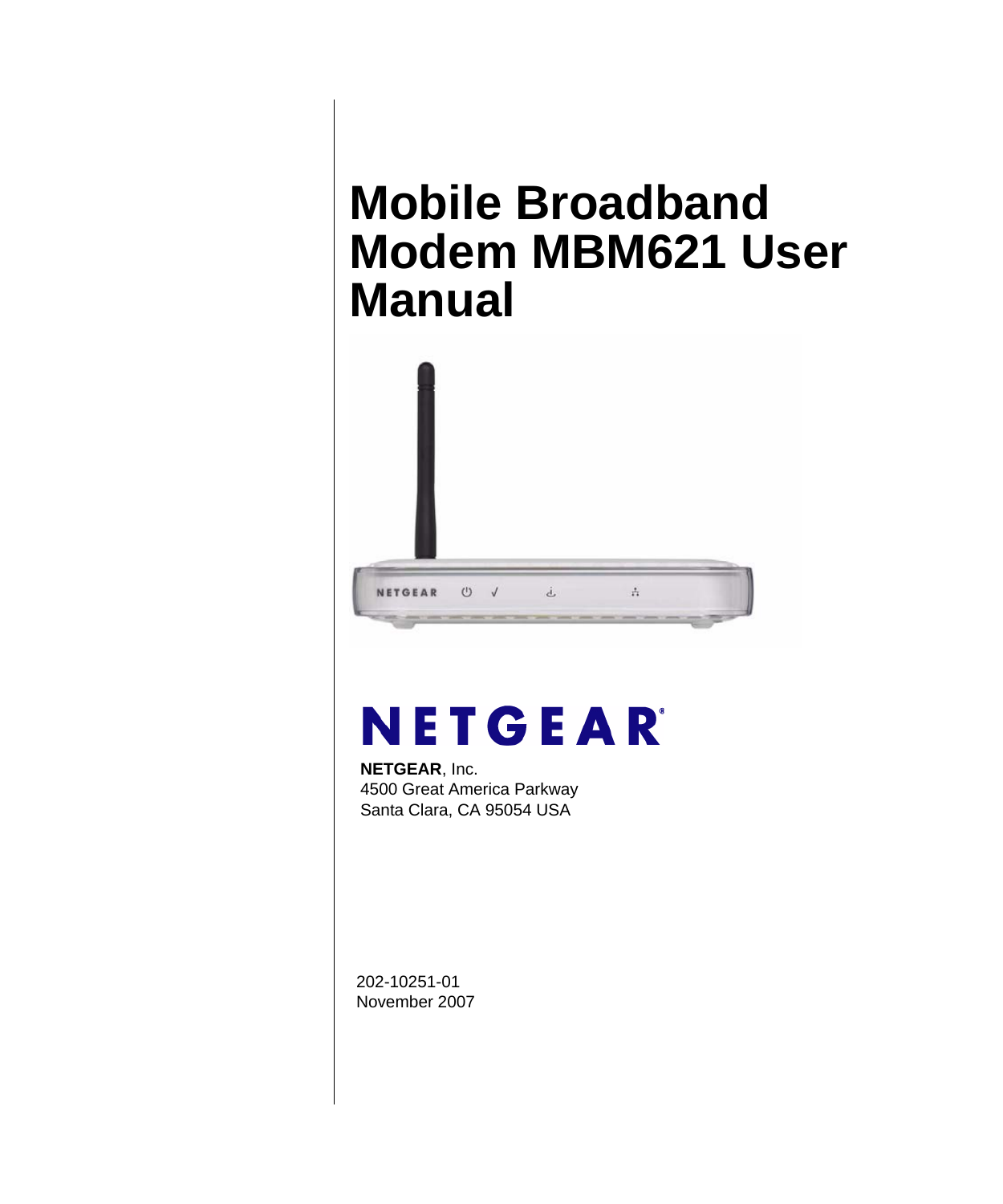# Mobile Broadband Modem MBM621 User Manual

NETGEAR

**NETGEAR**, Inc.
4500 Great America Parkway
Santa Clara, CA 95054 USA

202-10251-01
November 2007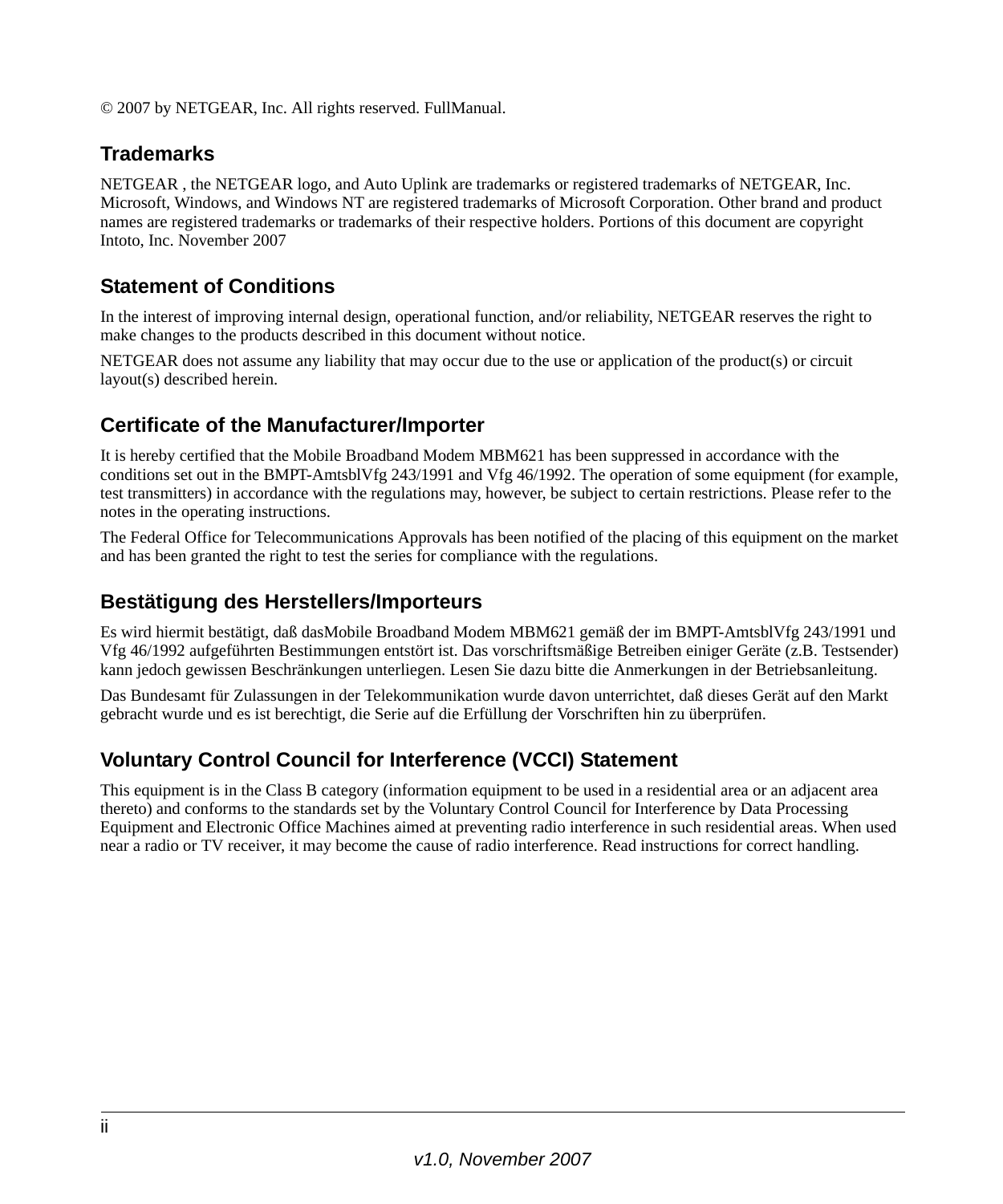© 2007 by NETGEAR, Inc. All rights reserved. FullManual.

## Trademarks

NETGEAR , the NETGEAR logo, and Auto Uplink are trademarks or registered trademarks of NETGEAR, Inc. Microsoft, Windows, and Windows NT are registered trademarks of Microsoft Corporation. Other brand and product names are registered trademarks or trademarks of their respective holders. Portions of this document are copyright Intoto, Inc. November 2007

## Statement of Conditions

In the interest of improving internal design, operational function, and/or reliability, NETGEAR reserves the right to make changes to the products described in this document without notice.

NETGEAR does not assume any liability that may occur due to the use or application of the product(s) or circuit layout(s) described herein.

## Certificate of the Manufacturer/Importer

It is hereby certified that the Mobile Broadband Modem MBM621 has been suppressed in accordance with the conditions set out in the BMPT-AmtsblVfg 243/1991 and Vfg 46/1992. The operation of some equipment (for example, test transmitters) in accordance with the regulations may, however, be subject to certain restrictions. Please refer to the notes in the operating instructions.

The Federal Office for Telecommunications Approvals has been notified of the placing of this equipment on the market and has been granted the right to test the series for compliance with the regulations.

## Bestätigung des Herstellers/Importeurs

Es wird hiermit bestätigt, daß dasMobile Broadband Modem MBM621 gemäß der im BMPT-AmtsblVfg 243/1991 und Vfg 46/1992 aufgeführten Bestimmungen entstört ist. Das vorschriftsmäßige Betreiben einiger Geräte (z.B. Testsender) kann jedoch gewissen Beschränkungen unterliegen. Lesen Sie dazu bitte die Anmerkungen in der Betriebsanleitung.

Das Bundesamt für Zulassungen in der Telekommunikation wurde davon unterrichtet, daß dieses Gerät auf den Markt gebracht wurde und es ist berechtigt, die Serie auf die Erfüllung der Vorschriften hin zu überprüfen.

## Voluntary Control Council for Interference (VCCI) Statement

This equipment is in the Class B category (information equipment to be used in a residential area or an adjacent area thereto) and conforms to the standards set by the Voluntary Control Council for Interference by Data Processing Equipment and Electronic Office Machines aimed at preventing radio interference in such residential areas. When used near a radio or TV receiver, it may become the cause of radio interference. Read instructions for correct handling.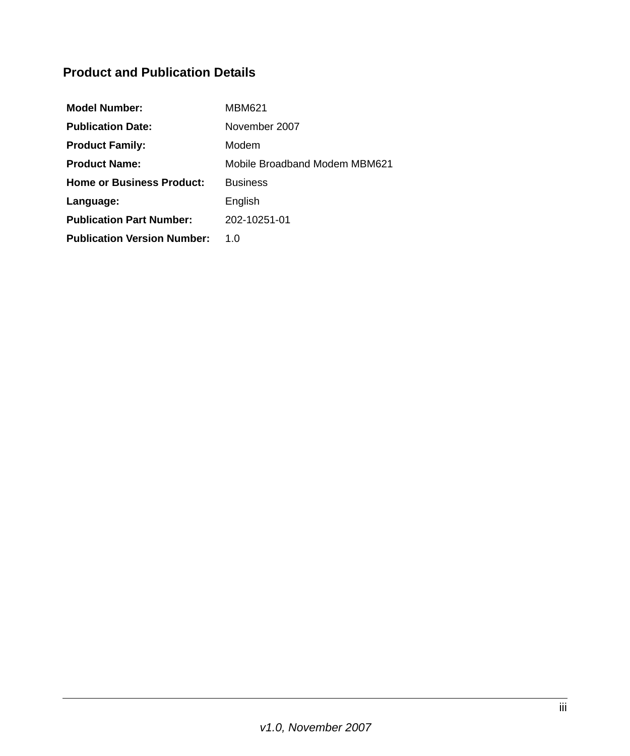## Product and Publication Details

| | |
|---|---|
| **Model Number:** | MBM621 |
| **Publication Date:** | November 2007 |
| **Product Family:** | Modem |
| **Product Name:** | Mobile Broadband Modem MBM621 |
| **Home or Business Product:** | Business |
| **Language:** | English |
| **Publication Part Number:** | 202-10251-01 |
| **Publication Version Number:** | 1.0 |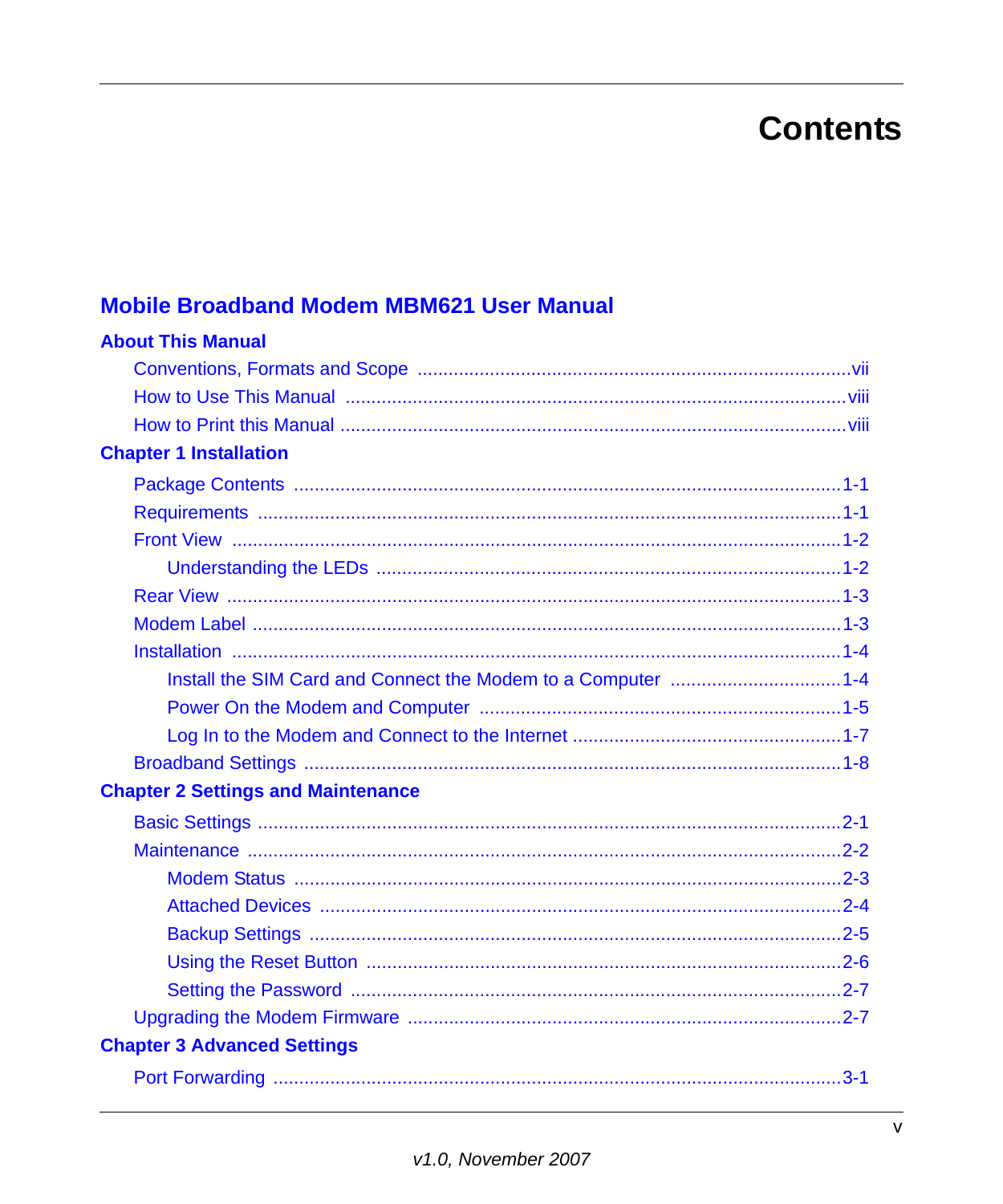# Contents

## Mobile Broadband Modem MBM621 User Manual

### About This Manual

- Conventions, Formats and Scope ... vii
- How to Use This Manual ... viii
- How to Print this Manual ... viii

### Chapter 1 Installation

- Package Contents ... 1-1
- Requirements ... 1-1
- Front View ... 1-2
  - Understanding the LEDs ... 1-2
- Rear View ... 1-3
- Modem Label ... 1-3
- Installation ... 1-4
  - Install the SIM Card and Connect the Modem to a Computer ... 1-4
  - Power On the Modem and Computer ... 1-5
  - Log In to the Modem and Connect to the Internet ... 1-7
- Broadband Settings ... 1-8

### Chapter 2 Settings and Maintenance

- Basic Settings ... 2-1
- Maintenance ... 2-2
  - Modem Status ... 2-3
  - Attached Devices ... 2-4
  - Backup Settings ... 2-5
  - Using the Reset Button ... 2-6
  - Setting the Password ... 2-7
- Upgrading the Modem Firmware ... 2-7

### Chapter 3 Advanced Settings

- Port Forwarding ... 3-1

*v1.0, November 2007*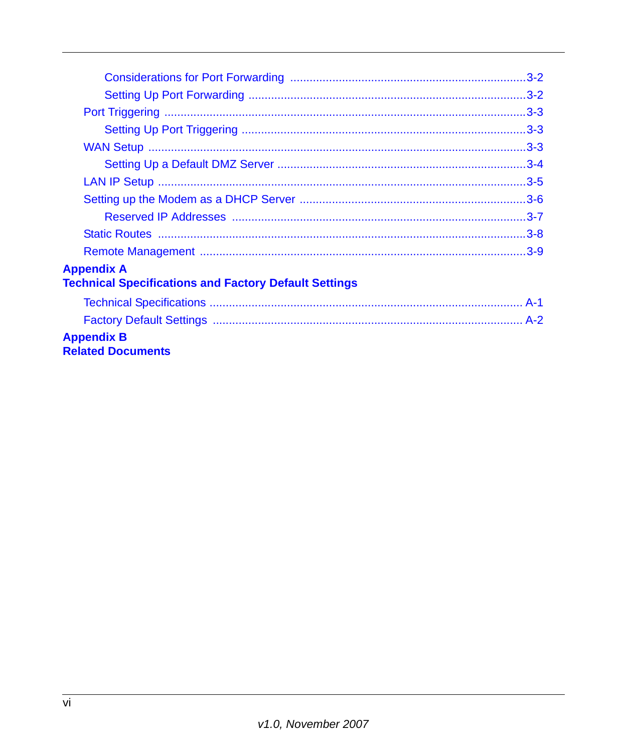Considerations for Port Forwarding ........................................................................3-2

Setting Up Port Forwarding ......................................................................................3-2

Port Triggering ...............................................................................................................3-3

Setting Up Port Triggering .......................................................................................3-3

WAN Setup ....................................................................................................................3-3

Setting Up a Default DMZ Server ............................................................................3-4

LAN IP Setup .................................................................................................................3-5

Setting up the Modem as a DHCP Server .....................................................................3-6

Reserved IP Addresses ..........................................................................................3-7

Static Routes ..................................................................................................................3-8

Remote Management ....................................................................................................3-9

**Appendix A**
**Technical Specifications and Factory Default Settings**

Technical Specifications ................................................................................................ A-1

Factory Default Settings ................................................................................................ A-2

**Appendix B**
**Related Documents**

*v1.0, November 2007*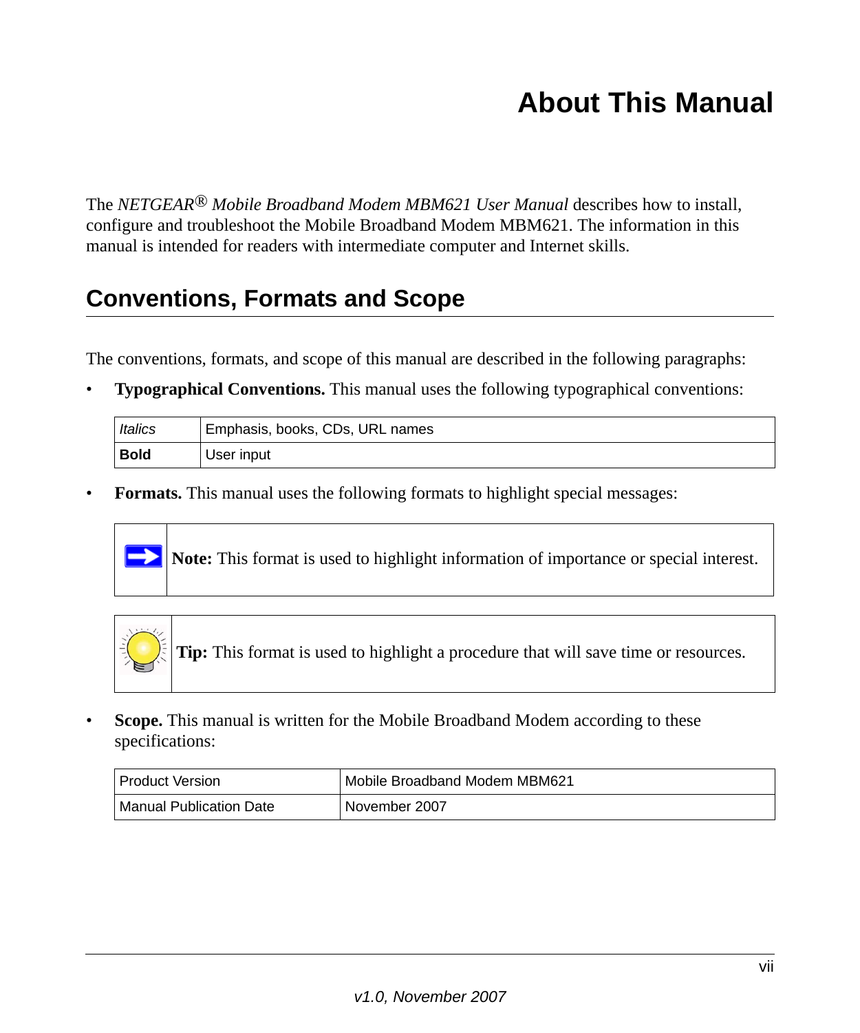# About This Manual

The *NETGEAR® Mobile Broadband Modem MBM621 User Manual* describes how to install, configure and troubleshoot the Mobile Broadband Modem MBM621. The information in this manual is intended for readers with intermediate computer and Internet skills.

## Conventions, Formats and Scope

The conventions, formats, and scope of this manual are described in the following paragraphs:

- **Typographical Conventions.** This manual uses the following typographical conventions:

| | |
|---|---|
| *Italics* | Emphasis, books, CDs, URL names |
| **Bold** | User input |

- **Formats.** This manual uses the following formats to highlight special messages:

**Note:** This format is used to highlight information of importance or special interest.

**Tip:** This format is used to highlight a procedure that will save time or resources.

- **Scope.** This manual is written for the Mobile Broadband Modem according to these specifications:

| | |
|---|---|
| Product Version | Mobile Broadband Modem MBM621 |
| Manual Publication Date | November 2007 |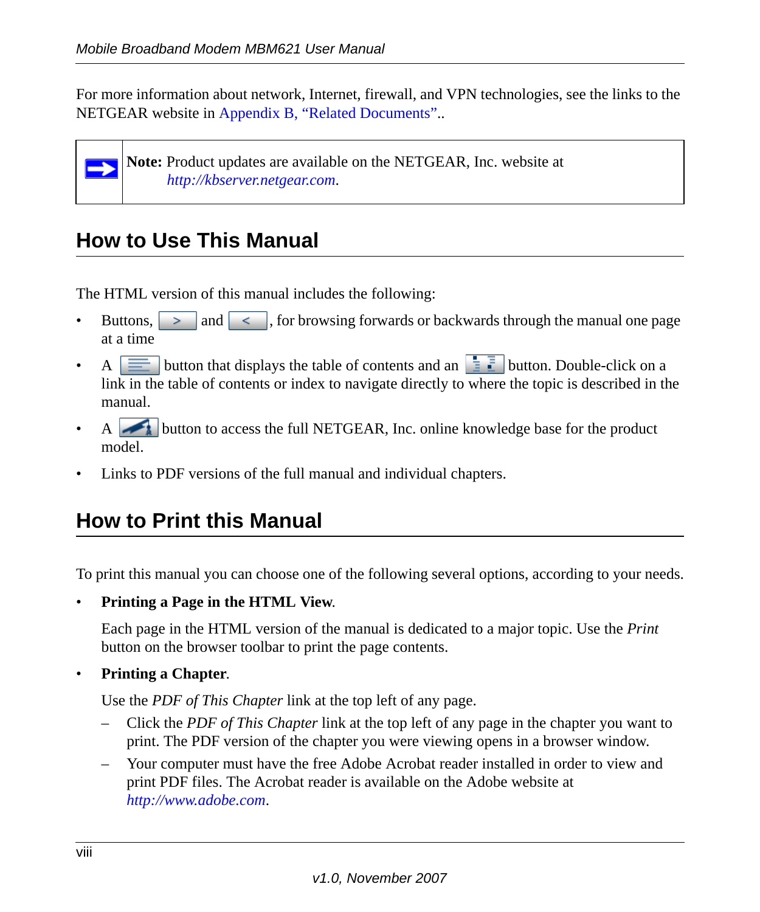For more information about network, Internet, firewall, and VPN technologies, see the links to the NETGEAR website in Appendix B, "Related Documents"..

**Note:** Product updates are available on the NETGEAR, Inc. website at *http://kbserver.netgear.com*.

## How to Use This Manual

The HTML version of this manual includes the following:

- Buttons, > and <, for browsing forwards or backwards through the manual one page at a time
- A button that displays the table of contents and an button. Double-click on a link in the table of contents or index to navigate directly to where the topic is described in the manual.
- A button to access the full NETGEAR, Inc. online knowledge base for the product model.
- Links to PDF versions of the full manual and individual chapters.

## How to Print this Manual

To print this manual you can choose one of the following several options, according to your needs.

- **Printing a Page in the HTML View**.

  Each page in the HTML version of the manual is dedicated to a major topic. Use the *Print* button on the browser toolbar to print the page contents.

- **Printing a Chapter**.

  Use the *PDF of This Chapter* link at the top left of any page.

  – Click the *PDF of This Chapter* link at the top left of any page in the chapter you want to print. The PDF version of the chapter you were viewing opens in a browser window.

  – Your computer must have the free Adobe Acrobat reader installed in order to view and print PDF files. The Acrobat reader is available on the Adobe website at *http://www.adobe.com*.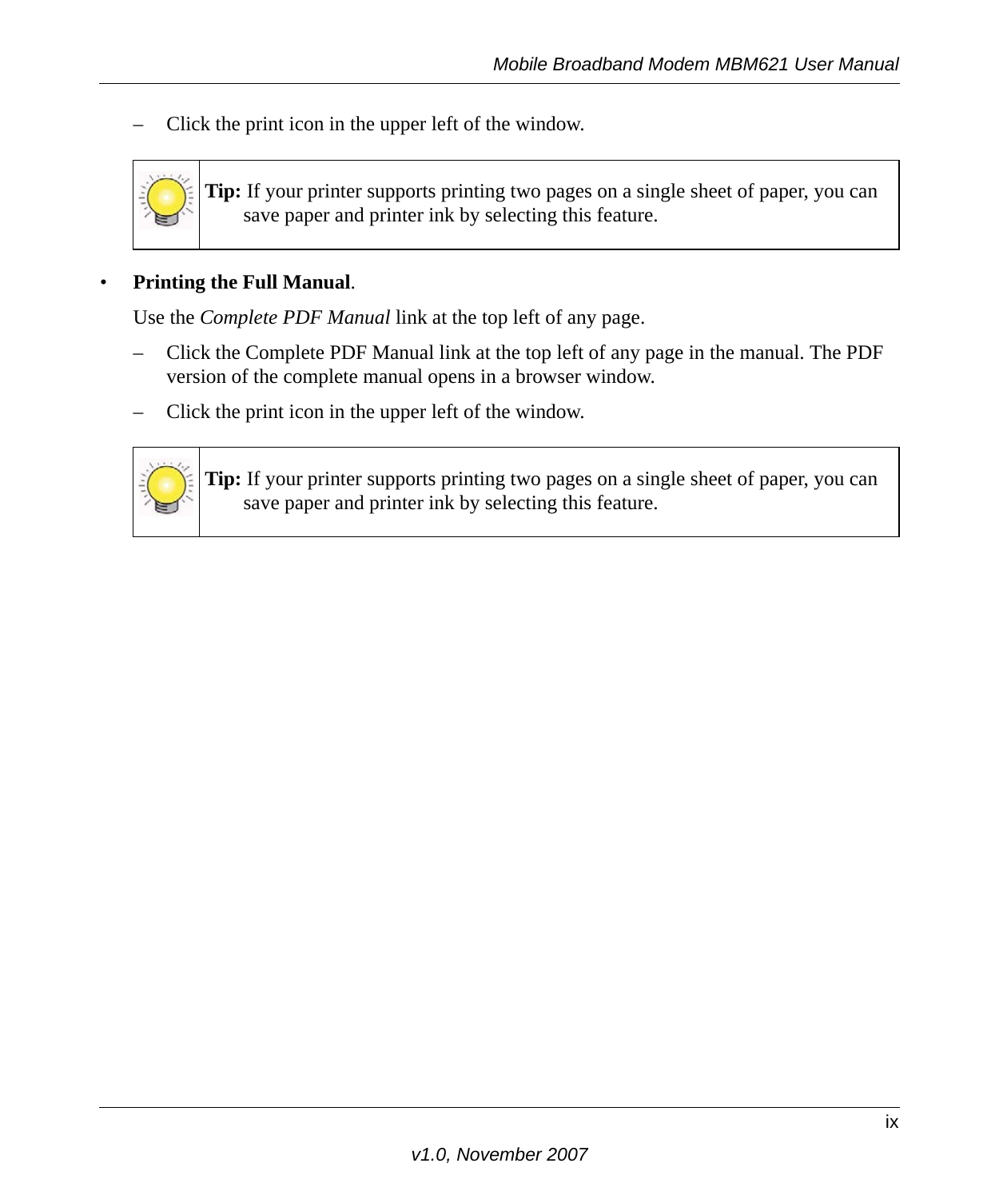– Click the print icon in the upper left of the window.

> **Tip:** If your printer supports printing two pages on a single sheet of paper, you can save paper and printer ink by selecting this feature.

- **Printing the Full Manual**.

  Use the *Complete PDF Manual* link at the top left of any page.

  – Click the Complete PDF Manual link at the top left of any page in the manual. The PDF version of the complete manual opens in a browser window.

  – Click the print icon in the upper left of the window.

> **Tip:** If your printer supports printing two pages on a single sheet of paper, you can save paper and printer ink by selecting this feature.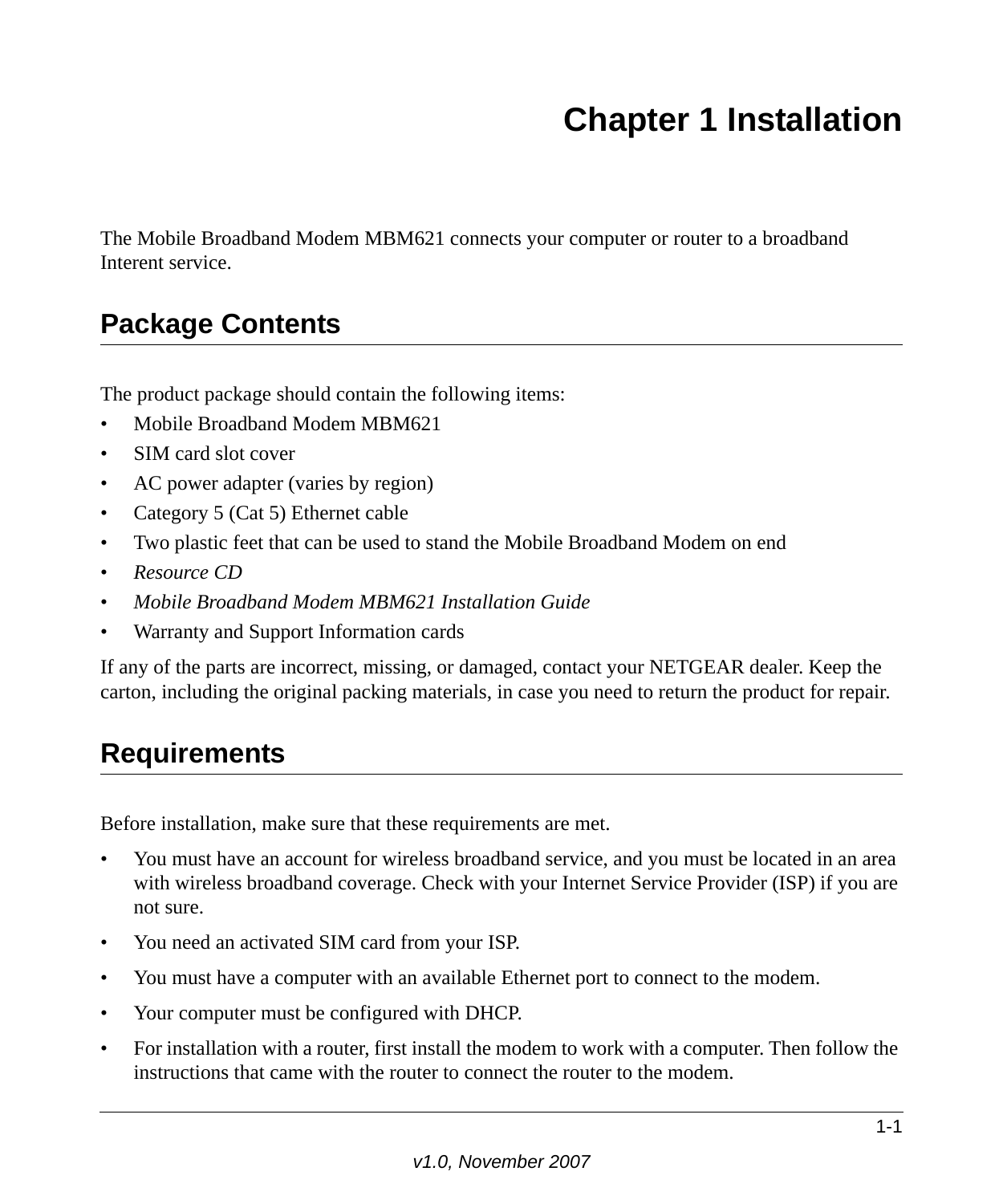# Chapter 1 Installation

The Mobile Broadband Modem MBM621 connects your computer or router to a broadband Interent service.

## Package Contents

The product package should contain the following items:

- Mobile Broadband Modem MBM621
- SIM card slot cover
- AC power adapter (varies by region)
- Category 5 (Cat 5) Ethernet cable
- Two plastic feet that can be used to stand the Mobile Broadband Modem on end
- *Resource CD*
- *Mobile Broadband Modem MBM621 Installation Guide*
- Warranty and Support Information cards

If any of the parts are incorrect, missing, or damaged, contact your NETGEAR dealer. Keep the carton, including the original packing materials, in case you need to return the product for repair.

## Requirements

Before installation, make sure that these requirements are met.

- You must have an account for wireless broadband service, and you must be located in an area with wireless broadband coverage. Check with your Internet Service Provider (ISP) if you are not sure.
- You need an activated SIM card from your ISP.
- You must have a computer with an available Ethernet port to connect to the modem.
- Your computer must be configured with DHCP.
- For installation with a router, first install the modem to work with a computer. Then follow the instructions that came with the router to connect the router to the modem.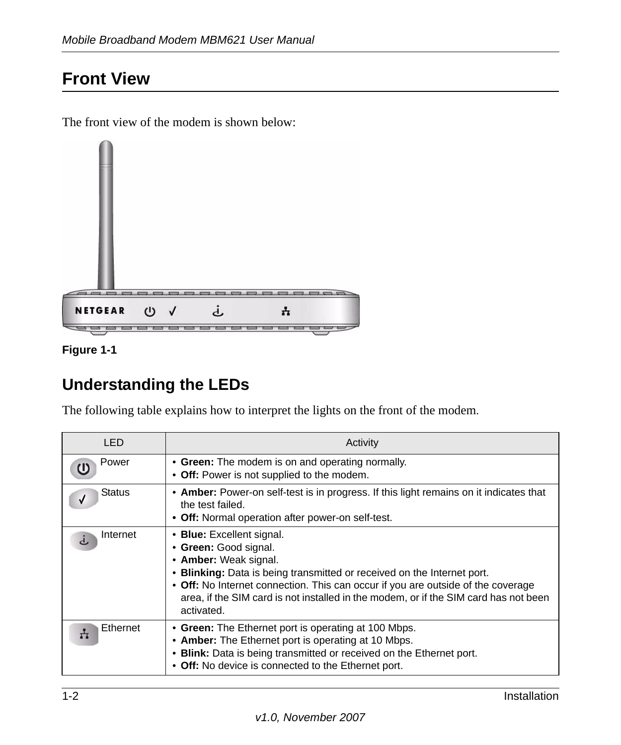## Front View

The front view of the modem is shown below:

NETGEAR

**Figure 1-1**

## Understanding the LEDs

The following table explains how to interpret the lights on the front of the modem.

| LED | Activity |
| --- | --- |
| Power | • **Green:** The modem is on and operating normally.<br>• **Off:** Power is not supplied to the modem. |
| Status | • **Amber:** Power-on self-test is in progress. If this light remains on it indicates that the test failed.<br>• **Off:** Normal operation after power-on self-test. |
| Internet | • **Blue:** Excellent signal.<br>• **Green:** Good signal.<br>• **Amber:** Weak signal.<br>• **Blinking:** Data is being transmitted or received on the Internet port.<br>• **Off:** No Internet connection. This can occur if you are outside of the coverage area, if the SIM card is not installed in the modem, or if the SIM card has not been activated. |
| Ethernet | • **Green:** The Ethernet port is operating at 100 Mbps.<br>• **Amber:** The Ethernet port is operating at 10 Mbps.<br>• **Blink:** Data is being transmitted or received on the Ethernet port.<br>• **Off:** No device is connected to the Ethernet port. |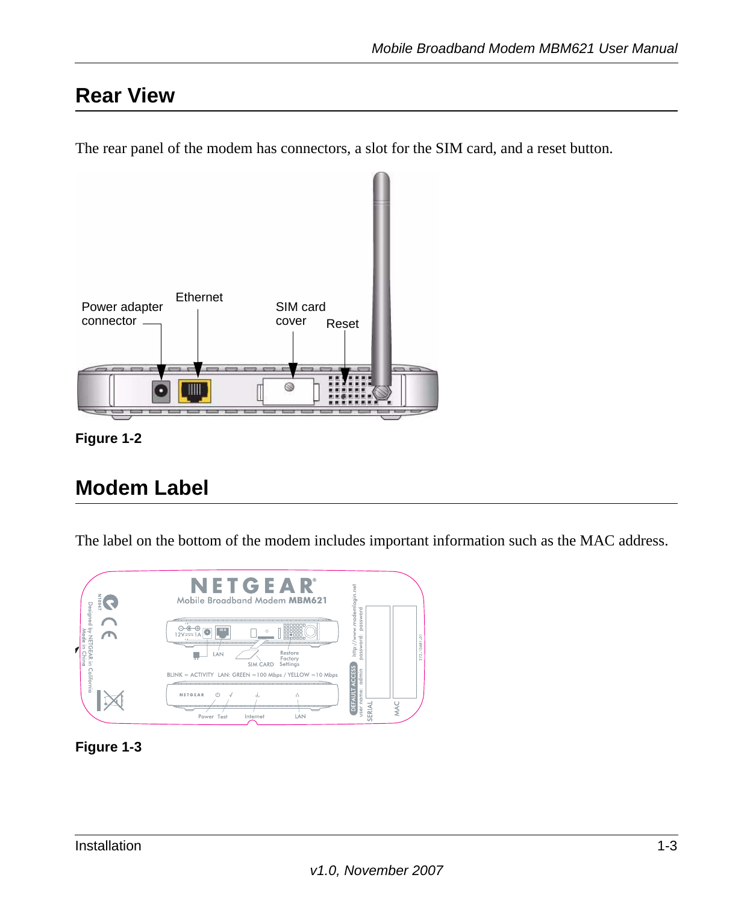## Rear View

The rear panel of the modem has connectors, a slot for the SIM card, and a reset button.

Power adapter connector

Ethernet

SIM card cover

Reset

**Figure 1-2**

## Modem Label

The label on the bottom of the modem includes important information such as the MAC address.

**Figure 1-3**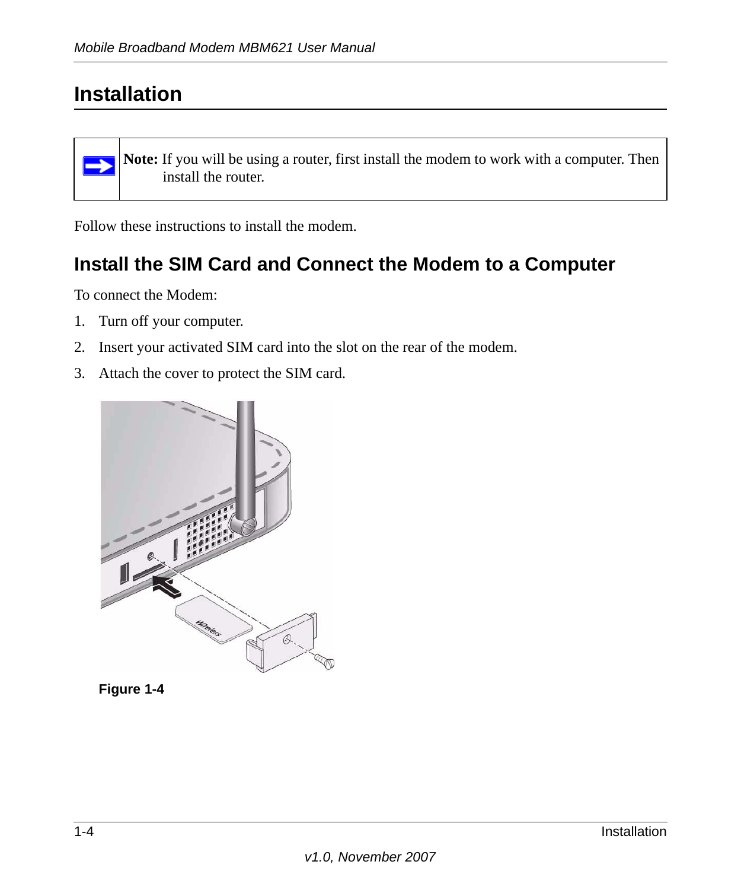# Installation

**Note:** If you will be using a router, first install the modem to work with a computer. Then install the router.

Follow these instructions to install the modem.

## Install the SIM Card and Connect the Modem to a Computer

To connect the Modem:

1. Turn off your computer.
2. Insert your activated SIM card into the slot on the rear of the modem.
3. Attach the cover to protect the SIM card.

Wireless

**Figure 1-4**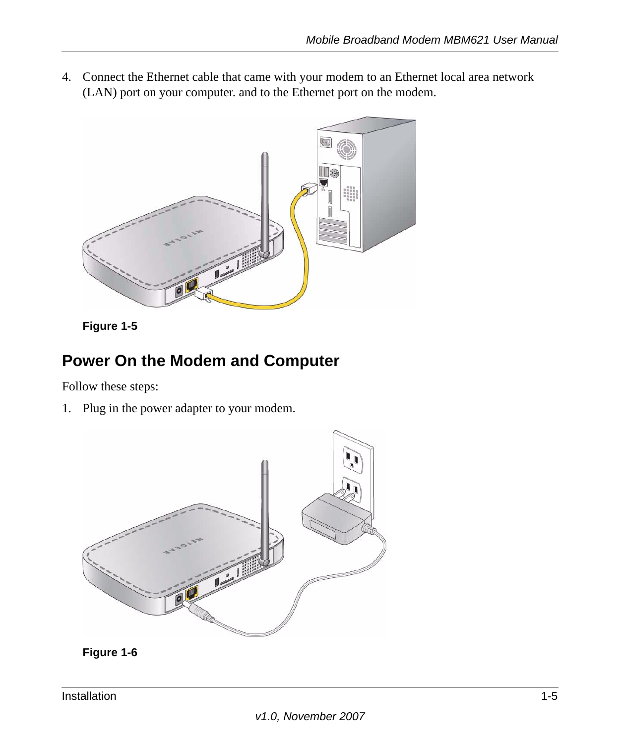4. Connect the Ethernet cable that came with your modem to an Ethernet local area network (LAN) port on your computer. and to the Ethernet port on the modem.

**Figure 1-5**

## Power On the Modem and Computer

Follow these steps:

1. Plug in the power adapter to your modem.

**Figure 1-6**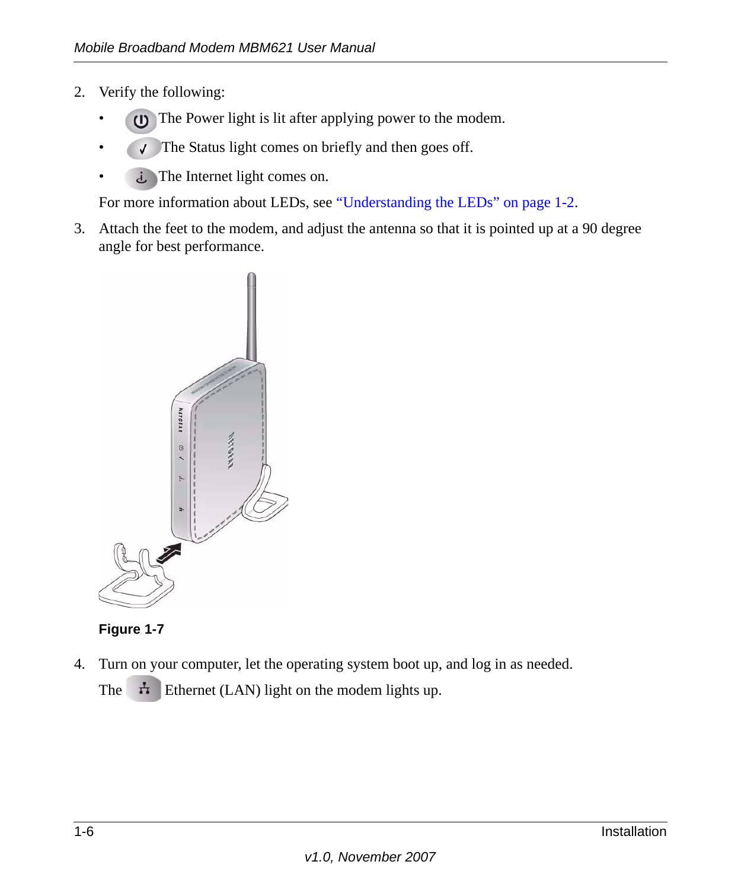2. Verify the following:
   - The Power light is lit after applying power to the modem.
   - The Status light comes on briefly and then goes off.
   - The Internet light comes on.

   For more information about LEDs, see "Understanding the LEDs" on page 1-2.

3. Attach the feet to the modem, and adjust the antenna so that it is pointed up at a 90 degree angle for best performance.

**Figure 1-7**

4. Turn on your computer, let the operating system boot up, and log in as needed.

   The Ethernet (LAN) light on the modem lights up.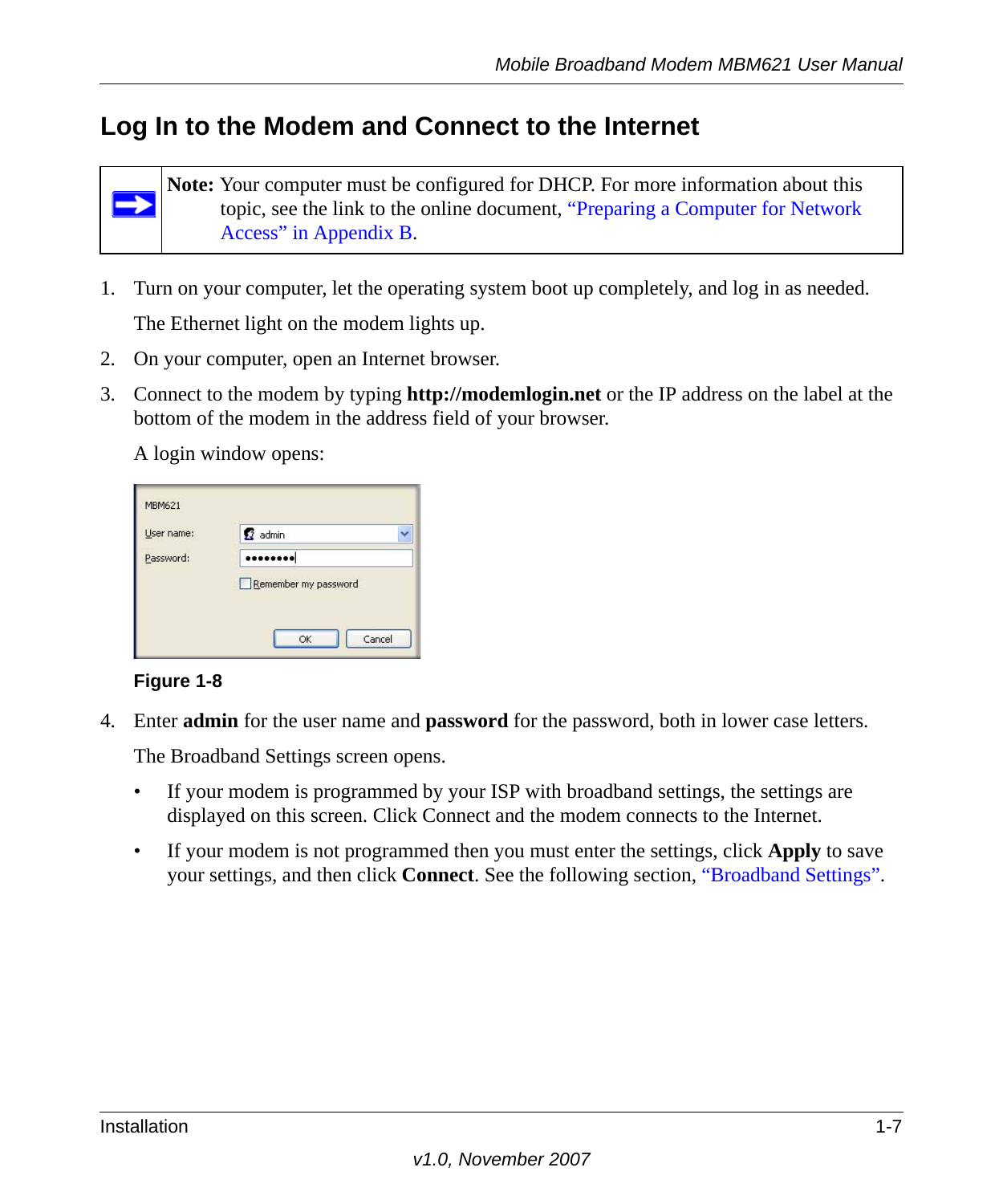## Log In to the Modem and Connect to the Internet

**Note:** Your computer must be configured for DHCP. For more information about this topic, see the link to the online document, "Preparing a Computer for Network Access" in Appendix B.

1. Turn on your computer, let the operating system boot up completely, and log in as needed.

   The Ethernet light on the modem lights up.

2. On your computer, open an Internet browser.

3. Connect to the modem by typing **http://modemlogin.net** or the IP address on the label at the bottom of the modem in the address field of your browser.

   A login window opens:

   MBM621

   User name: admin

   Password: ••••••••

   Remember my password

   OK Cancel

   **Figure 1-8**

4. Enter **admin** for the user name and **password** for the password, both in lower case letters.

   The Broadband Settings screen opens.

   - If your modem is programmed by your ISP with broadband settings, the settings are displayed on this screen. Click Connect and the modem connects to the Internet.
   - If your modem is not programmed then you must enter the settings, click **Apply** to save your settings, and then click **Connect**. See the following section, "Broadband Settings".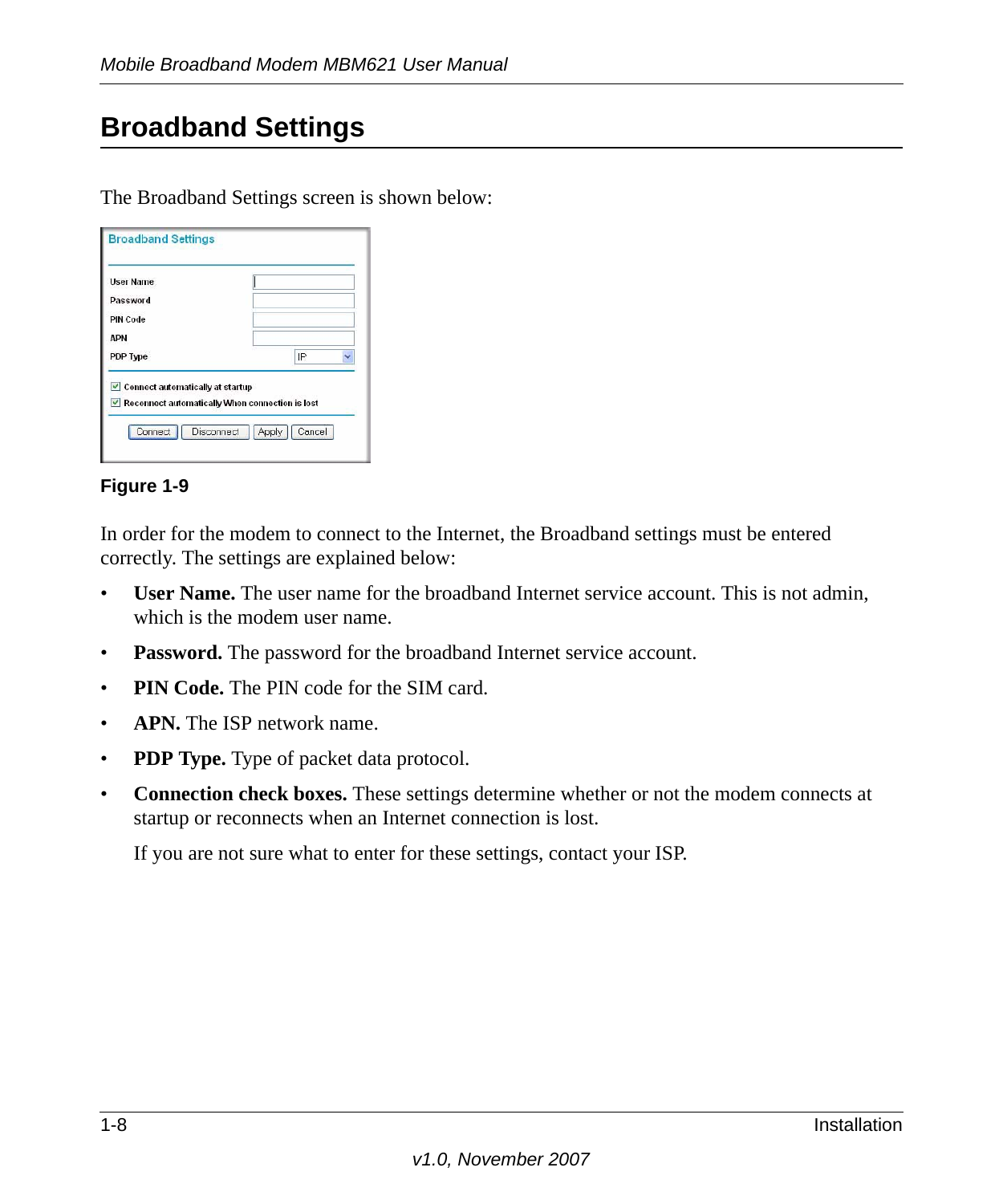# Broadband Settings

The Broadband Settings screen is shown below:

**Figure 1-9**

In order for the modem to connect to the Internet, the Broadband settings must be entered correctly. The settings are explained below:

- **User Name.** The user name for the broadband Internet service account. This is not admin, which is the modem user name.
- **Password.** The password for the broadband Internet service account.
- **PIN Code.** The PIN code for the SIM card.
- **APN.** The ISP network name.
- **PDP Type.** Type of packet data protocol.
- **Connection check boxes.** These settings determine whether or not the modem connects at startup or reconnects when an Internet connection is lost.

  If you are not sure what to enter for these settings, contact your ISP.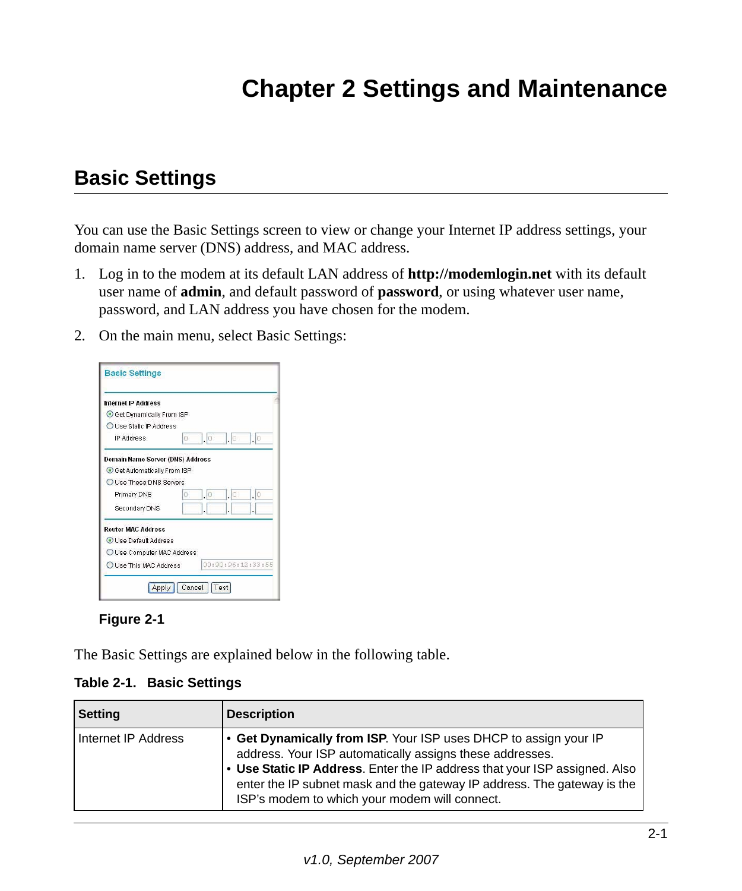# Chapter 2 Settings and Maintenance

## Basic Settings

You can use the Basic Settings screen to view or change your Internet IP address settings, your domain name server (DNS) address, and MAC address.

1. Log in to the modem at its default LAN address of **http://modemlogin.net** with its default user name of **admin**, and default password of **password**, or using whatever user name, password, and LAN address you have chosen for the modem.
2. On the main menu, select Basic Settings:

**Figure 2-1**

The Basic Settings are explained below in the following table.

**Table 2-1. Basic Settings**

| Setting | Description |
|---|---|
| Internet IP Address | • **Get Dynamically from ISP**. Your ISP uses DHCP to assign your IP address. Your ISP automatically assigns these addresses.<br>• **Use Static IP Address**. Enter the IP address that your ISP assigned. Also enter the IP subnet mask and the gateway IP address. The gateway is the ISP's modem to which your modem will connect. |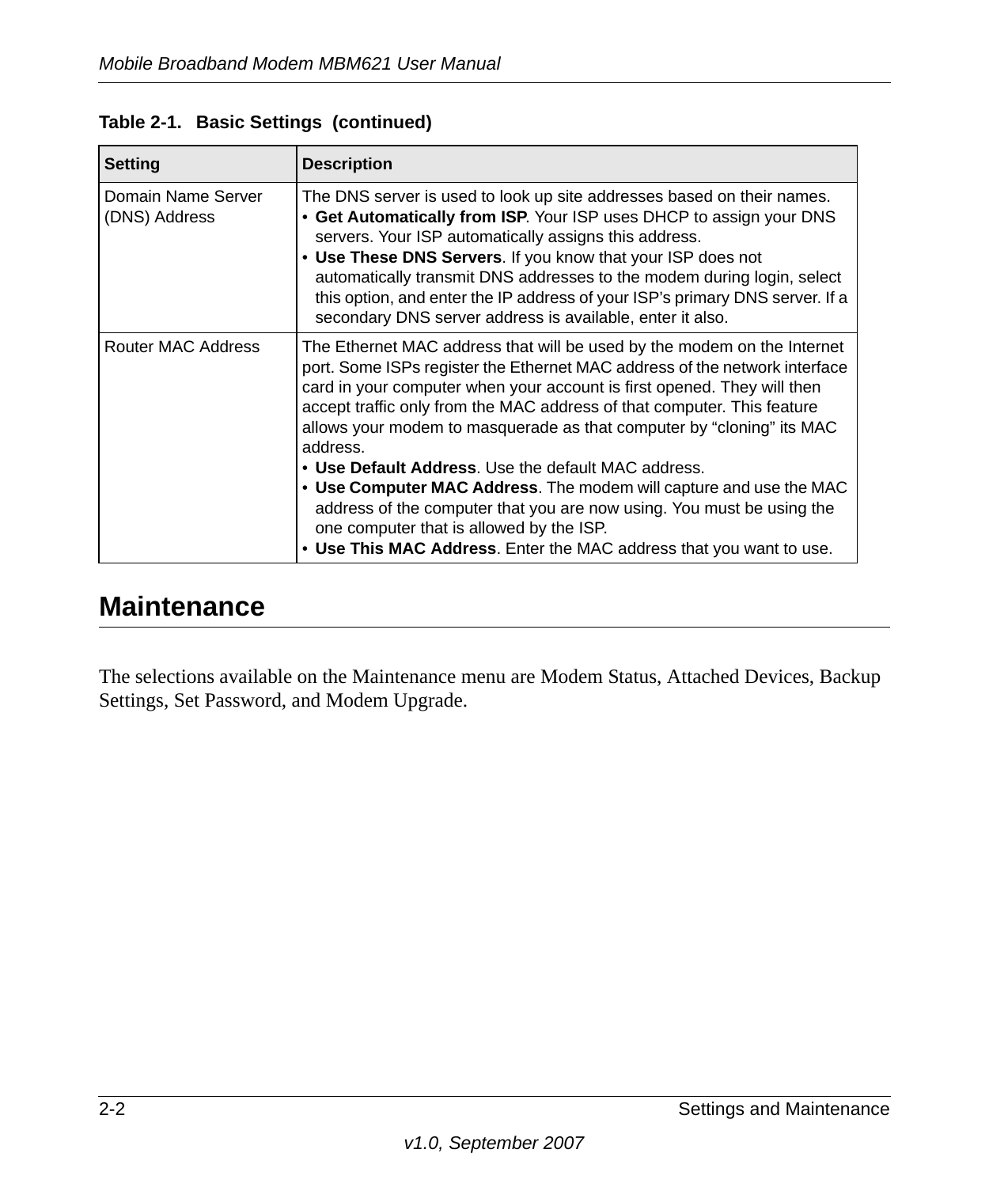**Table 2-1. Basic Settings (continued)**

| Setting | Description |
|---|---|
| Domain Name Server (DNS) Address | The DNS server is used to look up site addresses based on their names.<br>• **Get Automatically from ISP**. Your ISP uses DHCP to assign your DNS servers. Your ISP automatically assigns this address.<br>• **Use These DNS Servers**. If you know that your ISP does not automatically transmit DNS addresses to the modem during login, select this option, and enter the IP address of your ISP’s primary DNS server. If a secondary DNS server address is available, enter it also. |
| Router MAC Address | The Ethernet MAC address that will be used by the modem on the Internet port. Some ISPs register the Ethernet MAC address of the network interface card in your computer when your account is first opened. They will then accept traffic only from the MAC address of that computer. This feature allows your modem to masquerade as that computer by “cloning” its MAC address.<br>• **Use Default Address**. Use the default MAC address.<br>• **Use Computer MAC Address**. The modem will capture and use the MAC address of the computer that you are now using. You must be using the one computer that is allowed by the ISP.<br>• **Use This MAC Address**. Enter the MAC address that you want to use. |

## Maintenance

The selections available on the Maintenance menu are Modem Status, Attached Devices, Backup Settings, Set Password, and Modem Upgrade.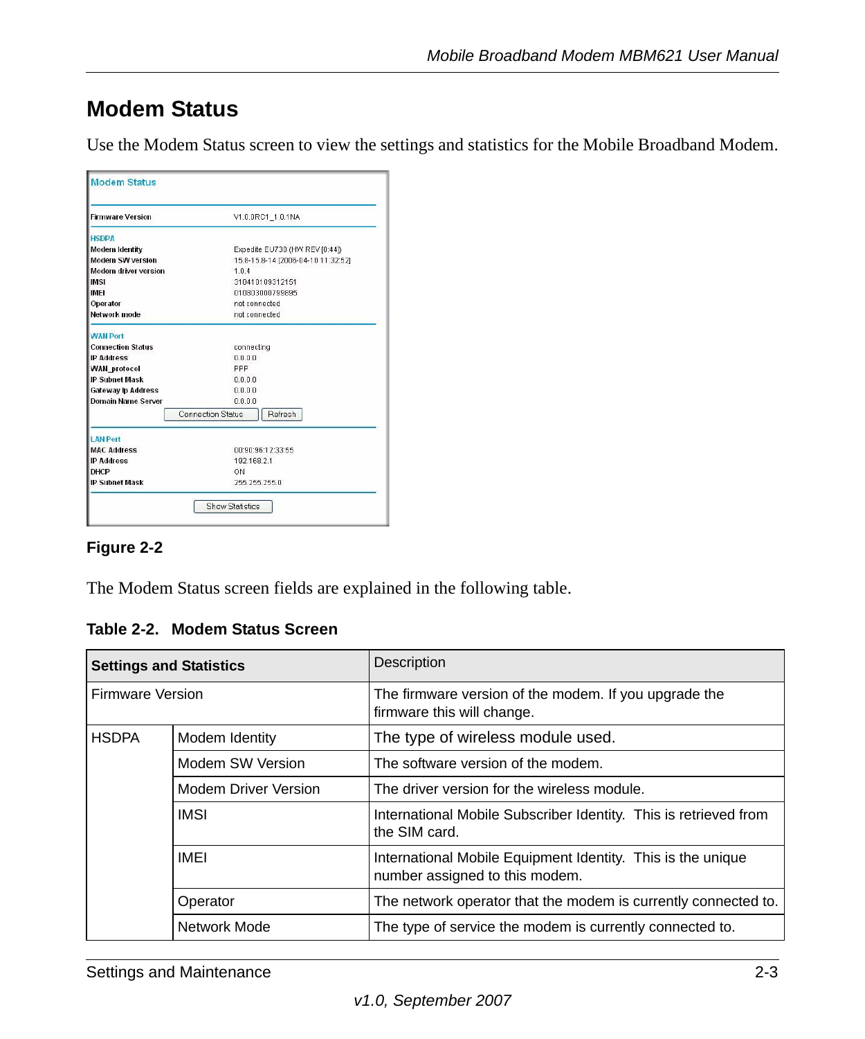## Modem Status

Use the Modem Status screen to view the settings and statistics for the Mobile Broadband Modem.

**Figure 2-2**

The Modem Status screen fields are explained in the following table.

**Table 2-2. Modem Status Screen**

| **Settings and Statistics** | | Description |
|---|---|---|
| Firmware Version | | The firmware version of the modem. If you upgrade the firmware this will change. |
| HSDPA | Modem Identity | The type of wireless module used. |
| | Modem SW Version | The software version of the modem. |
| | Modem Driver Version | The driver version for the wireless module. |
| | IMSI | International Mobile Subscriber Identity. This is retrieved from the SIM card. |
| | IMEI | International Mobile Equipment Identity. This is the unique number assigned to this modem. |
| | Operator | The network operator that the modem is currently connected to. |
| | Network Mode | The type of service the modem is currently connected to. |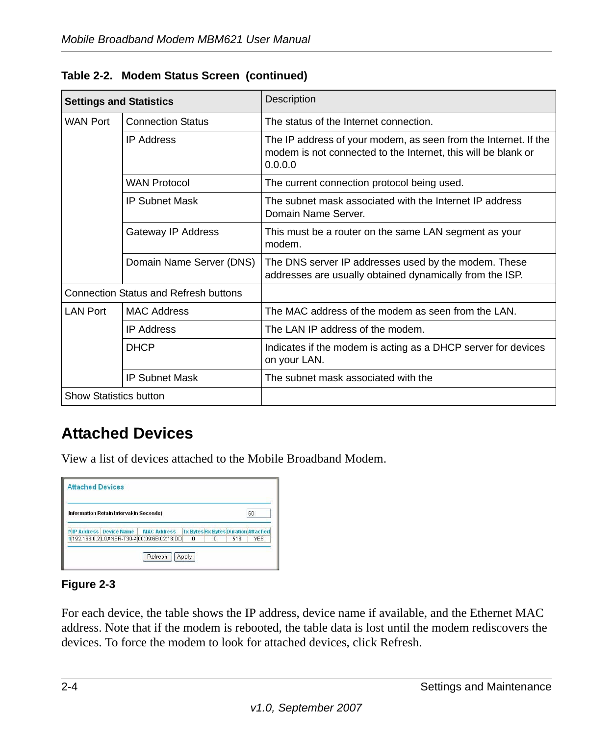**Table 2-2. Modem Status Screen (continued)**

| Settings and Statistics | | Description |
|---|---|---|
| WAN Port | Connection Status | The status of the Internet connection. |
| | IP Address | The IP address of your modem, as seen from the Internet. If the modem is not connected to the Internet, this will be blank or 0.0.0.0 |
| | WAN Protocol | The current connection protocol being used. |
| | IP Subnet Mask | The subnet mask associated with the Internet IP address Domain Name Server. |
| | Gateway IP Address | This must be a router on the same LAN segment as your modem. |
| | Domain Name Server (DNS) | The DNS server IP addresses used by the modem. These addresses are usually obtained dynamically from the ISP. |
| Connection Status and Refresh buttons | | |
| LAN Port | MAC Address | The MAC address of the modem as seen from the LAN. |
| | IP Address | The LAN IP address of the modem. |
| | DHCP | Indicates if the modem is acting as a DHCP server for devices on your LAN. |
| | IP Subnet Mask | The subnet mask associated with the |
| Show Statistics button | | |

## Attached Devices

View a list of devices attached to the Mobile Broadband Modem.

Attached Devices

Information Retain Interval(in Seconds) 60

| # | IP Address | Device Name | MAC Address | Tx Bytes | Rx Bytes | Duration | Attached |
|---|---|---|---|---|---|---|---|
| 1 | 192.168.0.2 | LOANER-T30-4 | 00:09:6B:02:18:DD | 0 | 0 | 518 | YES |

Refresh Apply

**Figure 2-3**

For each device, the table shows the IP address, device name if available, and the Ethernet MAC address. Note that if the modem is rebooted, the table data is lost until the modem rediscovers the devices. To force the modem to look for attached devices, click Refresh.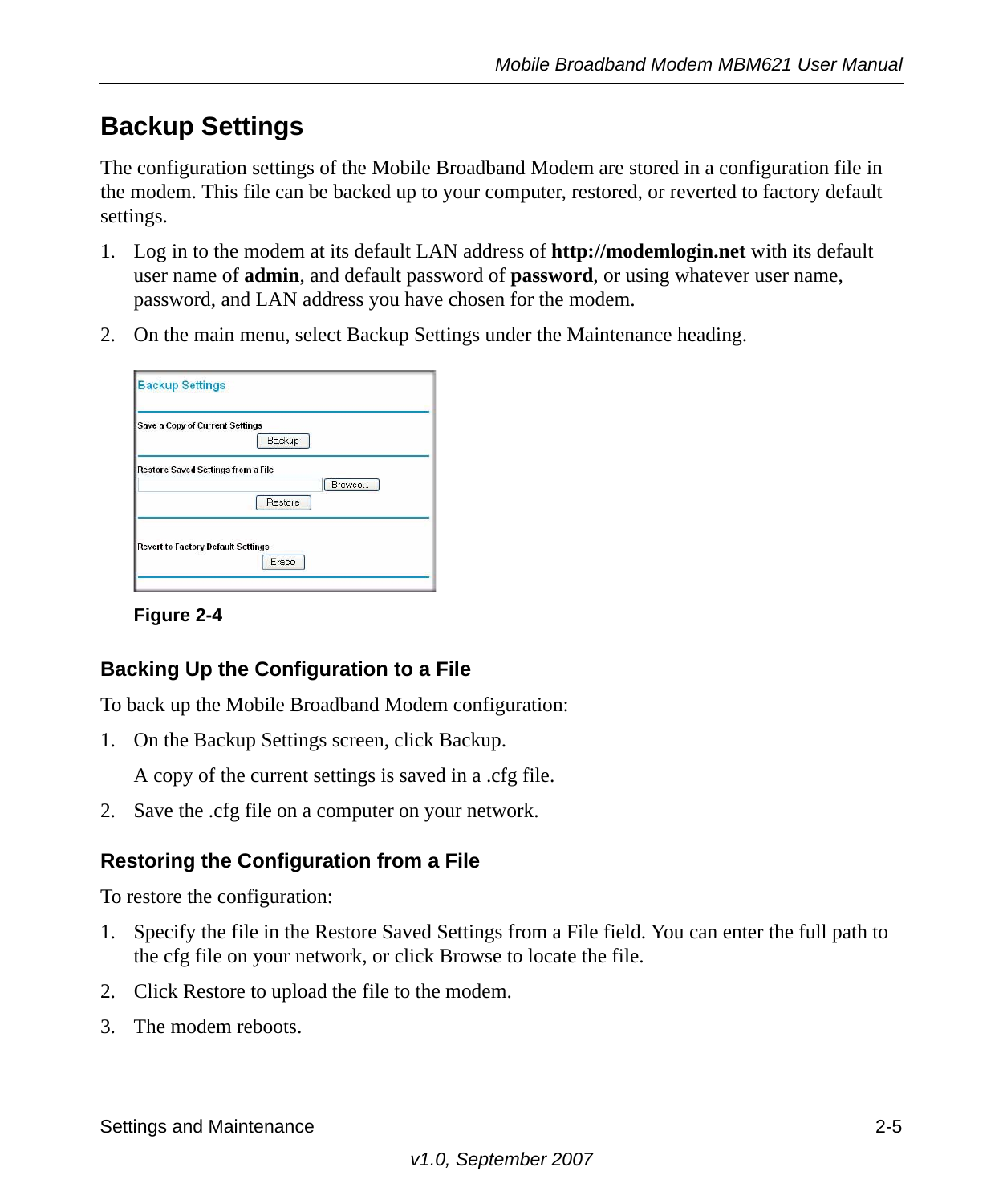# Backup Settings

The configuration settings of the Mobile Broadband Modem are stored in a configuration file in the modem. This file can be backed up to your computer, restored, or reverted to factory default settings.

1. Log in to the modem at its default LAN address of **http://modemlogin.net** with its default user name of **admin**, and default password of **password**, or using whatever user name, password, and LAN address you have chosen for the modem.
2. On the main menu, select Backup Settings under the Maintenance heading.

Backup Settings

Save a Copy of Current Settings

Backup

Restore Saved Settings from a File

Browse...

Restore

Revert to Factory Default Settings

Erase

**Figure 2-4**

### Backing Up the Configuration to a File

To back up the Mobile Broadband Modem configuration:

1. On the Backup Settings screen, click Backup.

   A copy of the current settings is saved in a .cfg file.
2. Save the .cfg file on a computer on your network.

### Restoring the Configuration from a File

To restore the configuration:

1. Specify the file in the Restore Saved Settings from a File field. You can enter the full path to the cfg file on your network, or click Browse to locate the file.
2. Click Restore to upload the file to the modem.
3. The modem reboots.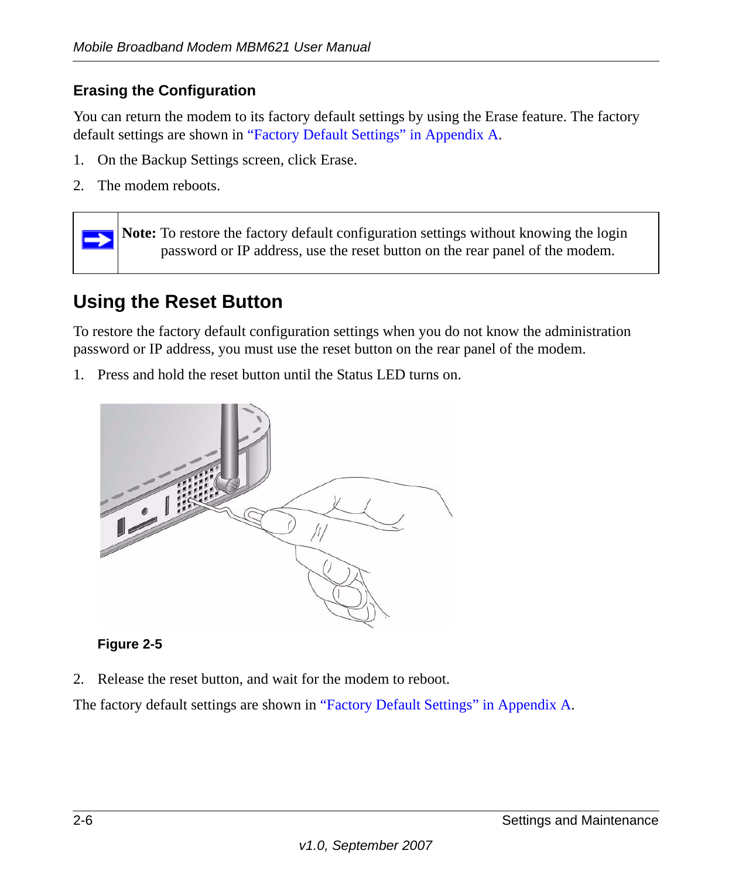### Erasing the Configuration

You can return the modem to its factory default settings by using the Erase feature. The factory default settings are shown in "Factory Default Settings" in Appendix A.

1. On the Backup Settings screen, click Erase.
2. The modem reboots.

> **Note:** To restore the factory default configuration settings without knowing the login password or IP address, use the reset button on the rear panel of the modem.

## Using the Reset Button

To restore the factory default configuration settings when you do not know the administration password or IP address, you must use the reset button on the rear panel of the modem.

1. Press and hold the reset button until the Status LED turns on.

**Figure 2-5**

2. Release the reset button, and wait for the modem to reboot.

The factory default settings are shown in "Factory Default Settings" in Appendix A.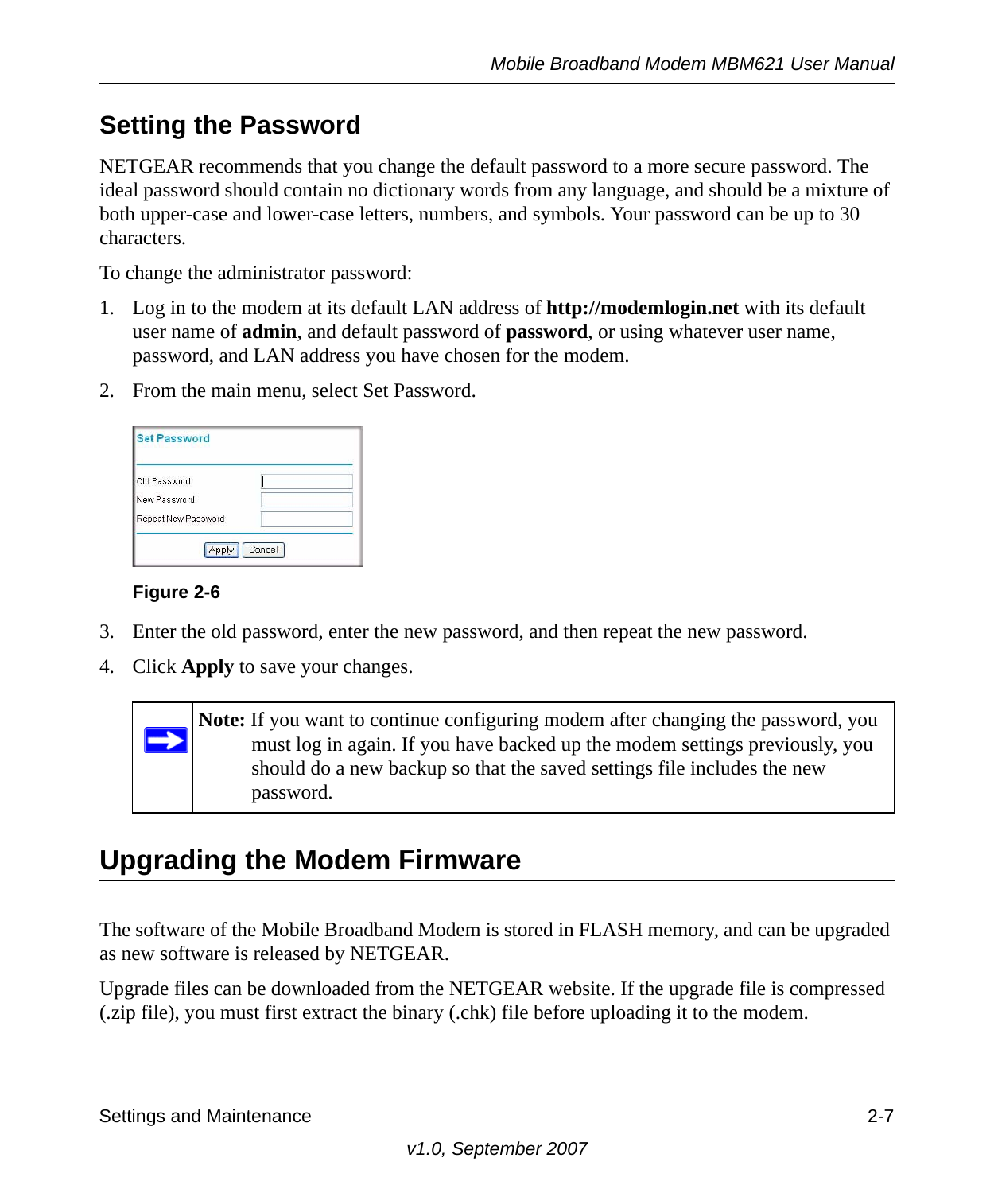## Setting the Password

NETGEAR recommends that you change the default password to a more secure password. The ideal password should contain no dictionary words from any language, and should be a mixture of both upper-case and lower-case letters, numbers, and symbols. Your password can be up to 30 characters.

To change the administrator password:

1. Log in to the modem at its default LAN address of **http://modemlogin.net** with its default user name of **admin**, and default password of **password**, or using whatever user name, password, and LAN address you have chosen for the modem.
2. From the main menu, select Set Password.

Set Password

Old Password

New Password

Repeat New Password

Apply Cancel

**Figure 2-6**

3. Enter the old password, enter the new password, and then repeat the new password.
4. Click **Apply** to save your changes.

> **Note:** If you want to continue configuring modem after changing the password, you must log in again. If you have backed up the modem settings previously, you should do a new backup so that the saved settings file includes the new password.

## Upgrading the Modem Firmware

The software of the Mobile Broadband Modem is stored in FLASH memory, and can be upgraded as new software is released by NETGEAR.

Upgrade files can be downloaded from the NETGEAR website. If the upgrade file is compressed (.zip file), you must first extract the binary (.chk) file before uploading it to the modem.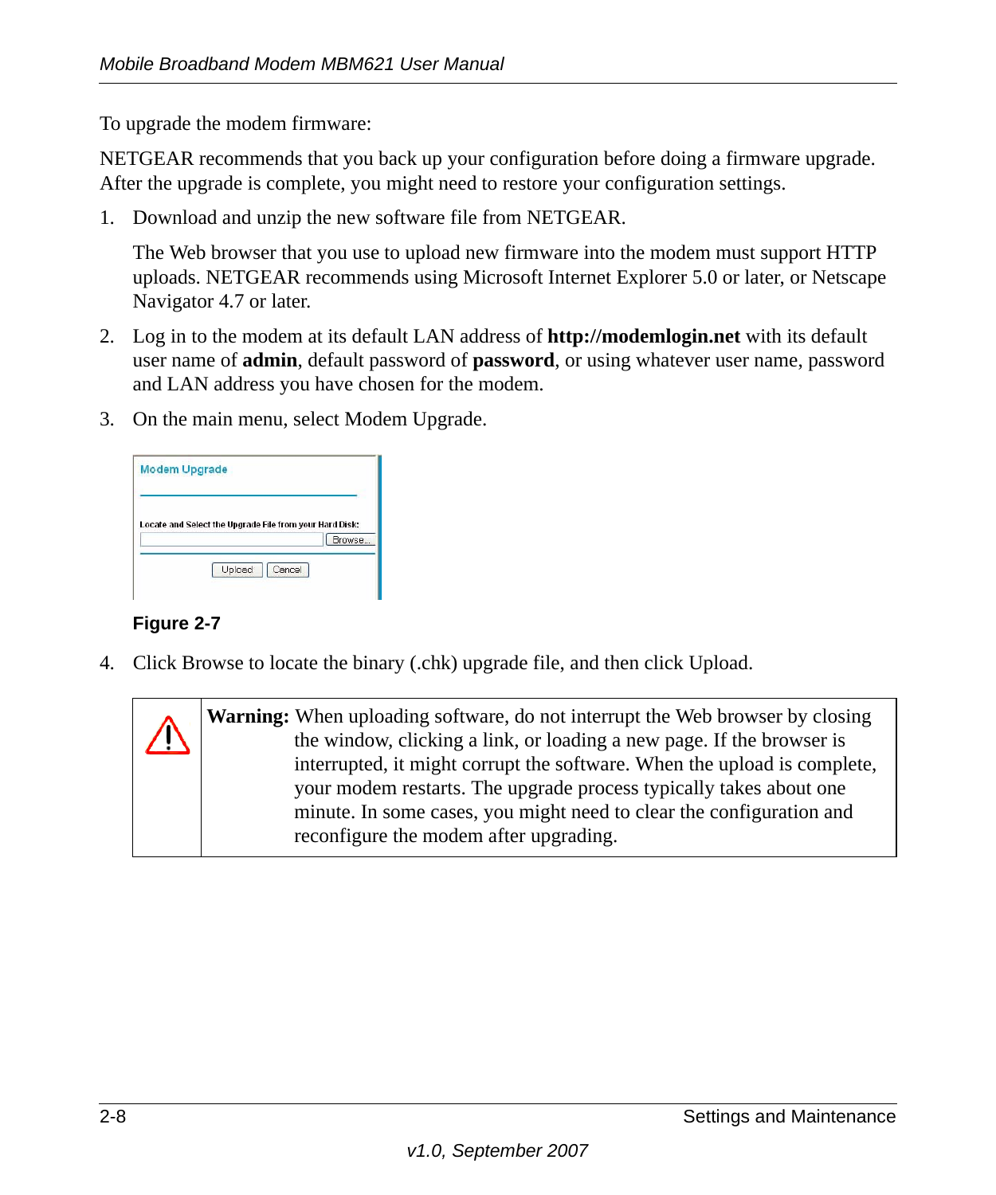To upgrade the modem firmware:

NETGEAR recommends that you back up your configuration before doing a firmware upgrade. After the upgrade is complete, you might need to restore your configuration settings.

1. Download and unzip the new software file from NETGEAR.

   The Web browser that you use to upload new firmware into the modem must support HTTP uploads. NETGEAR recommends using Microsoft Internet Explorer 5.0 or later, or Netscape Navigator 4.7 or later.

2. Log in to the modem at its default LAN address of **http://modemlogin.net** with its default user name of **admin**, default password of **password**, or using whatever user name, password and LAN address you have chosen for the modem.

3. On the main menu, select Modem Upgrade.

   Modem Upgrade

   Locate and Select the Upgrade File from your Hard Disk:

   Browse...

   Upload Cancel

   **Figure 2-7**

4. Click Browse to locate the binary (.chk) upgrade file, and then click Upload.

| | |
|---|---|
| ⚠ | **Warning:** When uploading software, do not interrupt the Web browser by closing the window, clicking a link, or loading a new page. If the browser is interrupted, it might corrupt the software. When the upload is complete, your modem restarts. The upgrade process typically takes about one minute. In some cases, you might need to clear the configuration and reconfigure the modem after upgrading. |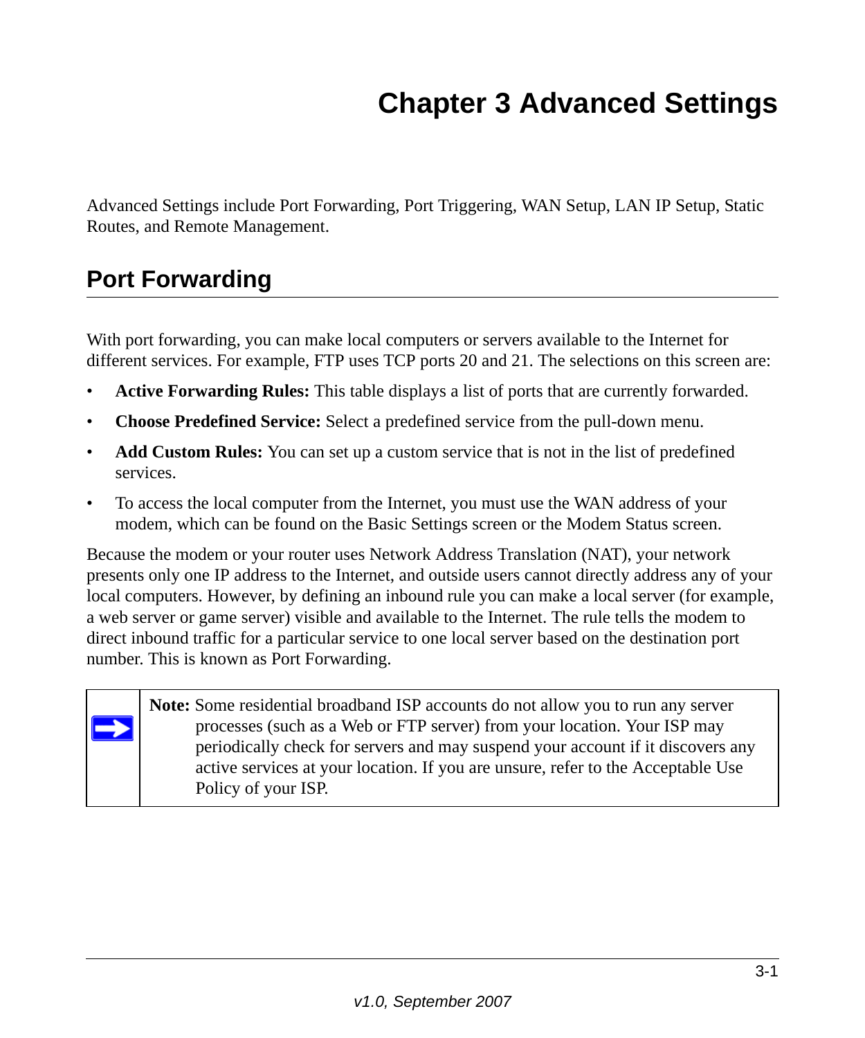# Chapter 3 Advanced Settings

Advanced Settings include Port Forwarding, Port Triggering, WAN Setup, LAN IP Setup, Static Routes, and Remote Management.

## Port Forwarding

With port forwarding, you can make local computers or servers available to the Internet for different services. For example, FTP uses TCP ports 20 and 21. The selections on this screen are:

- **Active Forwarding Rules:** This table displays a list of ports that are currently forwarded.
- **Choose Predefined Service:** Select a predefined service from the pull-down menu.
- **Add Custom Rules:** You can set up a custom service that is not in the list of predefined services.
- To access the local computer from the Internet, you must use the WAN address of your modem, which can be found on the Basic Settings screen or the Modem Status screen.

Because the modem or your router uses Network Address Translation (NAT), your network presents only one IP address to the Internet, and outside users cannot directly address any of your local computers. However, by defining an inbound rule you can make a local server (for example, a web server or game server) visible and available to the Internet. The rule tells the modem to direct inbound traffic for a particular service to one local server based on the destination port number. This is known as Port Forwarding.

**Note:** Some residential broadband ISP accounts do not allow you to run any server processes (such as a Web or FTP server) from your location. Your ISP may periodically check for servers and may suspend your account if it discovers any active services at your location. If you are unsure, refer to the Acceptable Use Policy of your ISP.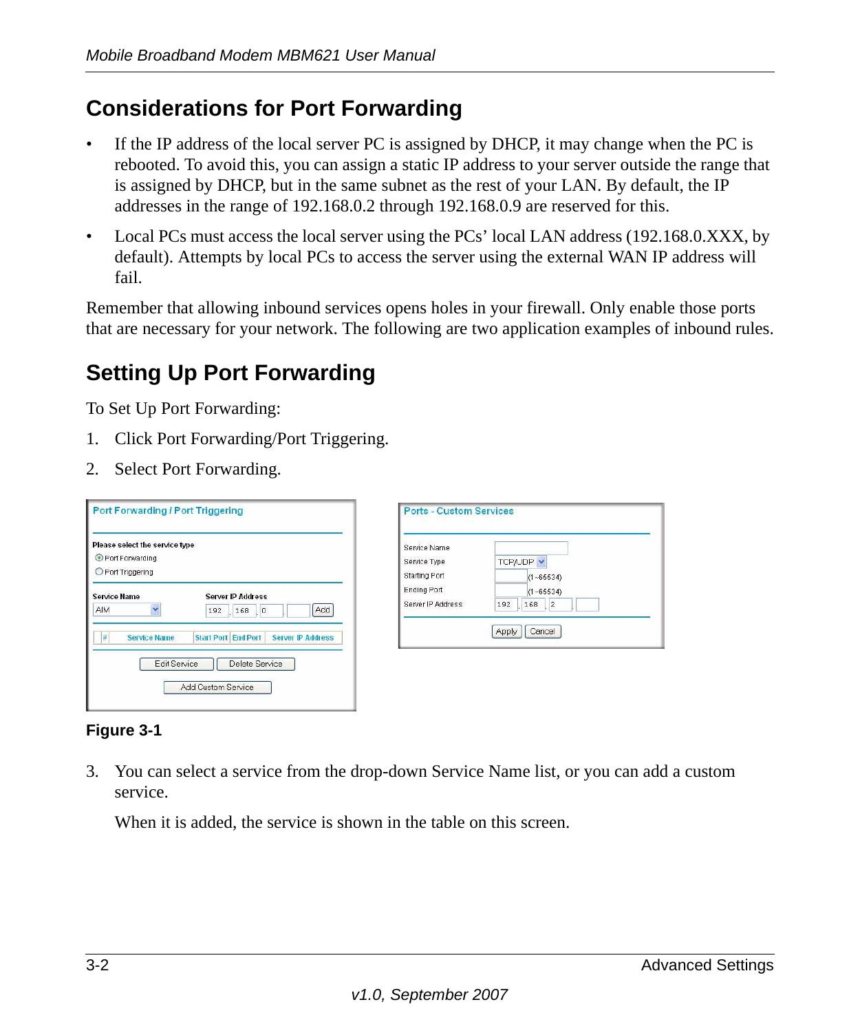## Considerations for Port Forwarding

- If the IP address of the local server PC is assigned by DHCP, it may change when the PC is rebooted. To avoid this, you can assign a static IP address to your server outside the range that is assigned by DHCP, but in the same subnet as the rest of your LAN. By default, the IP addresses in the range of 192.168.0.2 through 192.168.0.9 are reserved for this.
- Local PCs must access the local server using the PCs' local LAN address (192.168.0.XXX, by default). Attempts by local PCs to access the server using the external WAN IP address will fail.

Remember that allowing inbound services opens holes in your firewall. Only enable those ports that are necessary for your network. The following are two application examples of inbound rules.

## Setting Up Port Forwarding

To Set Up Port Forwarding:

1. Click Port Forwarding/Port Triggering.
2. Select Port Forwarding.

**Figure 3-1**

3. You can select a service from the drop-down Service Name list, or you can add a custom service.

   When it is added, the service is shown in the table on this screen.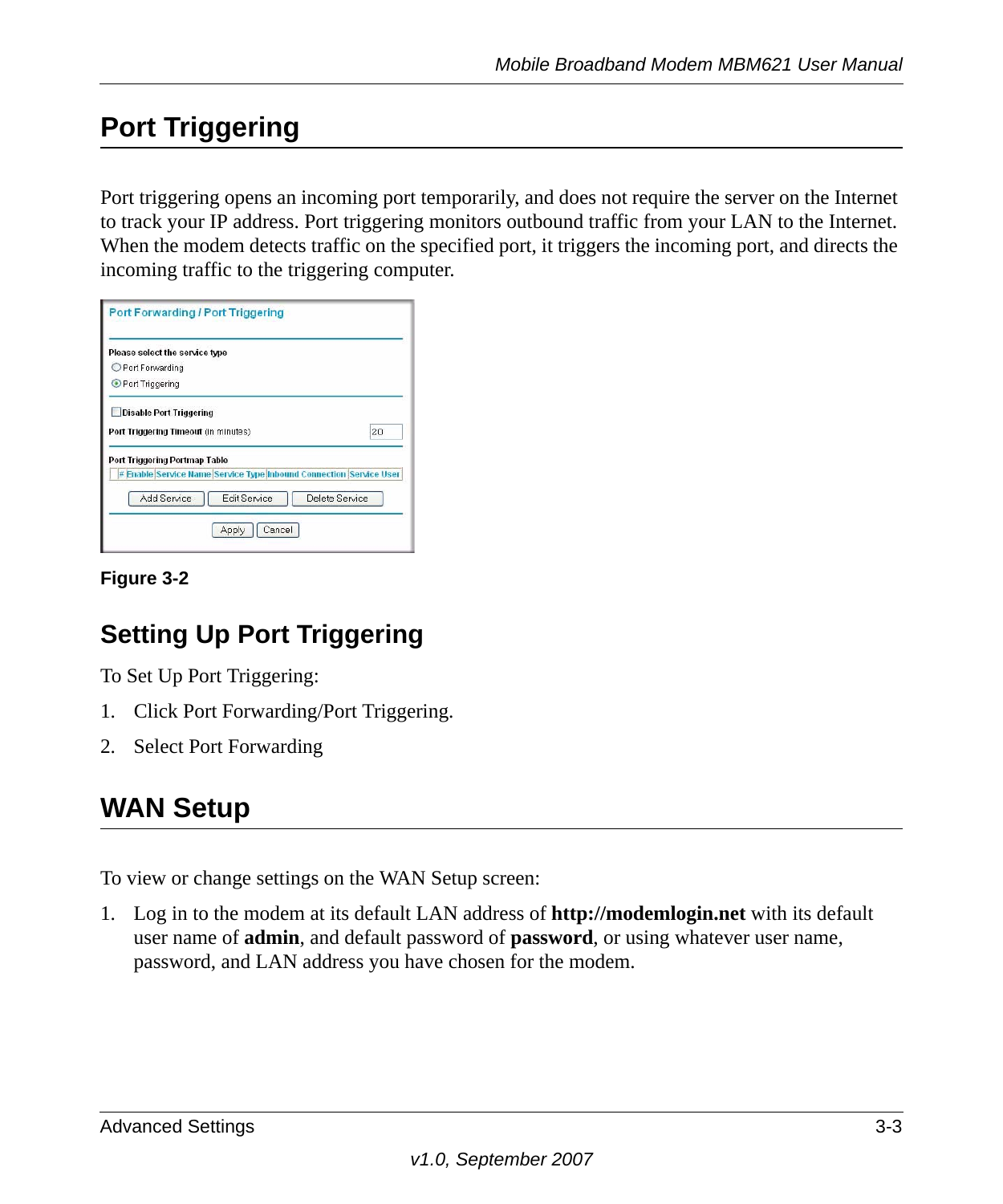## Port Triggering

Port triggering opens an incoming port temporarily, and does not require the server on the Internet to track your IP address. Port triggering monitors outbound traffic from your LAN to the Internet. When the modem detects traffic on the specified port, it triggers the incoming port, and directs the incoming traffic to the triggering computer.

Port Forwarding / Port Triggering

Please select the service type

Port Forwarding

Port Triggering

Disable Port Triggering

Port Triggering Timeout (in minutes) 20

Port Triggering Portmap Table

# Enable Service Name Service Type Inbound Connection Service User

Add Service Edit Service Delete Service

Apply Cancel

**Figure 3-2**

### Setting Up Port Triggering

To Set Up Port Triggering:

1. Click Port Forwarding/Port Triggering.
2. Select Port Forwarding

## WAN Setup

To view or change settings on the WAN Setup screen:

1. Log in to the modem at its default LAN address of **http://modemlogin.net** with its default user name of **admin**, and default password of **password**, or using whatever user name, password, and LAN address you have chosen for the modem.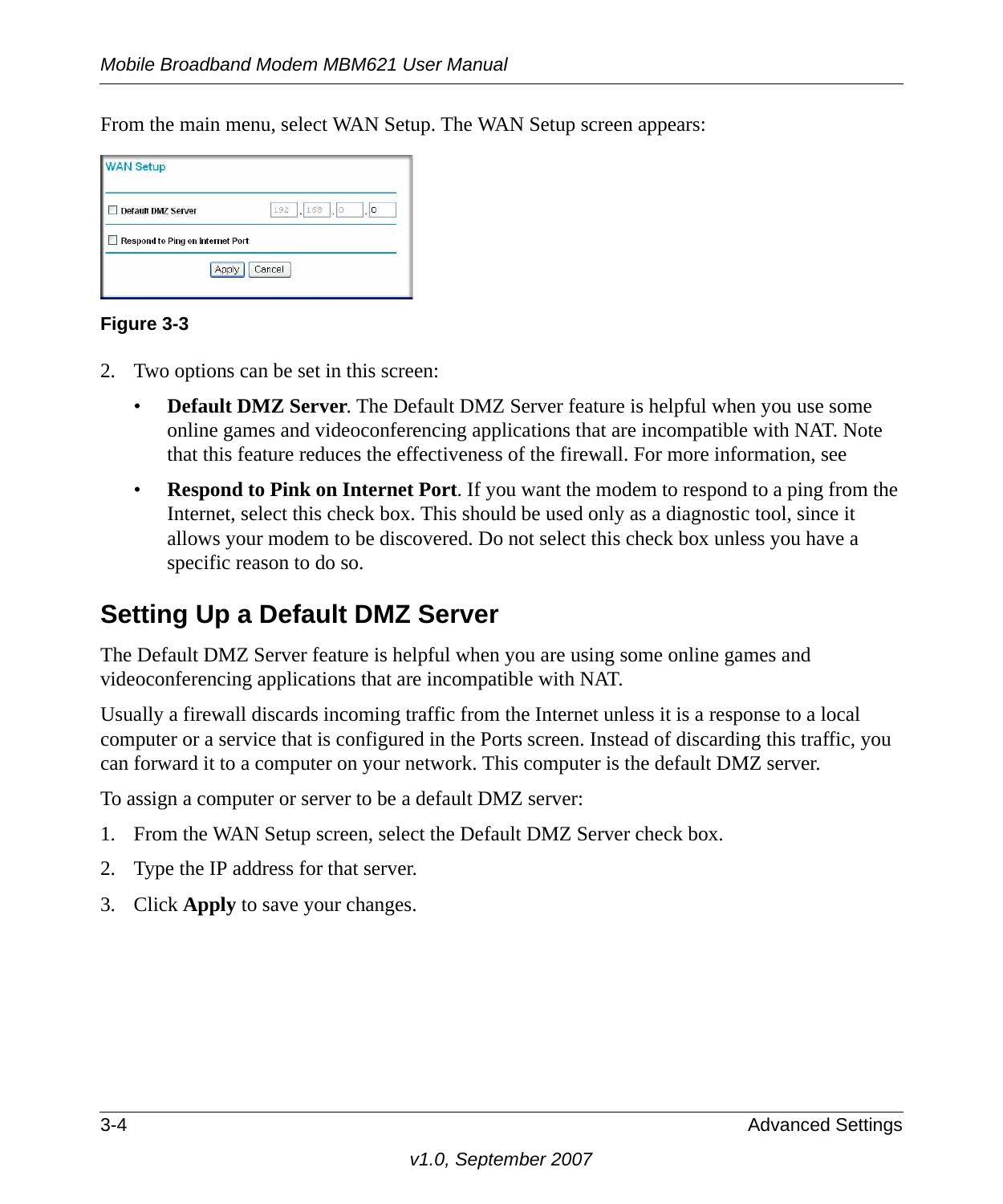From the main menu, select WAN Setup. The WAN Setup screen appears:

WAN Setup

Default DMZ Server 192 . 168 . 0 . 0

Respond to Ping on Internet Port

Apply Cancel

**Figure 3-3**

2. Two options can be set in this screen:
   - **Default DMZ Server**. The Default DMZ Server feature is helpful when you use some online games and videoconferencing applications that are incompatible with NAT. Note that this feature reduces the effectiveness of the firewall. For more information, see
   - **Respond to Pink on Internet Port**. If you want the modem to respond to a ping from the Internet, select this check box. This should be used only as a diagnostic tool, since it allows your modem to be discovered. Do not select this check box unless you have a specific reason to do so.

## Setting Up a Default DMZ Server

The Default DMZ Server feature is helpful when you are using some online games and videoconferencing applications that are incompatible with NAT.

Usually a firewall discards incoming traffic from the Internet unless it is a response to a local computer or a service that is configured in the Ports screen. Instead of discarding this traffic, you can forward it to a computer on your network. This computer is the default DMZ server.

To assign a computer or server to be a default DMZ server:

1. From the WAN Setup screen, select the Default DMZ Server check box.
2. Type the IP address for that server.
3. Click **Apply** to save your changes.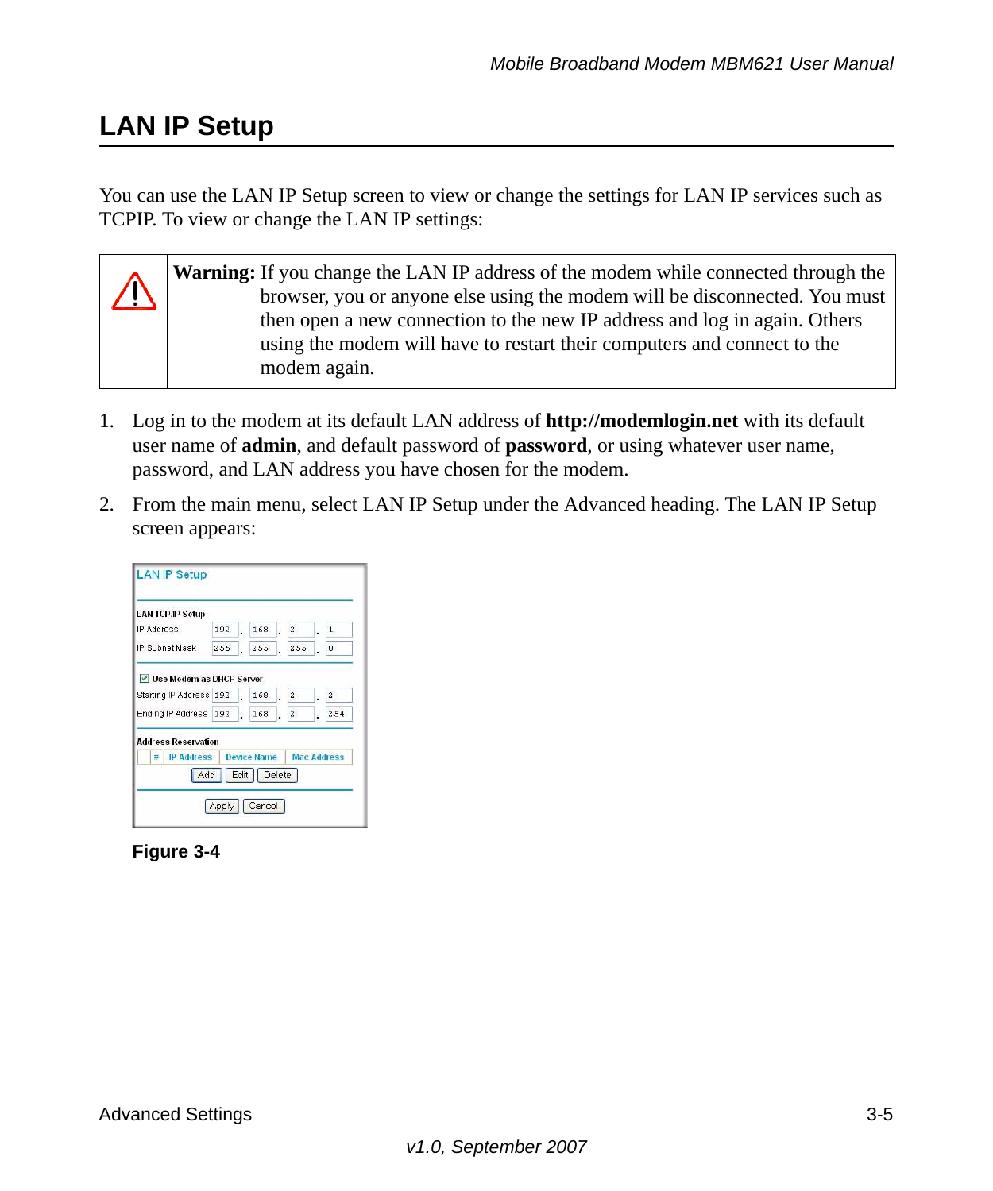## LAN IP Setup

You can use the LAN IP Setup screen to view or change the settings for LAN IP services such as TCPIP. To view or change the LAN IP settings:

| | |
|---|---|
| ⚠ | **Warning:** If you change the LAN IP address of the modem while connected through the browser, you or anyone else using the modem will be disconnected. You must then open a new connection to the new IP address and log in again. Others using the modem will have to restart their computers and connect to the modem again. |

1. Log in to the modem at its default LAN address of **http://modemlogin.net** with its default user name of **admin**, and default password of **password**, or using whatever user name, password, and LAN address you have chosen for the modem.
2. From the main menu, select LAN IP Setup under the Advanced heading. The LAN IP Setup screen appears:

LAN IP Setup

LAN TCP/IP Setup

IP Address 192 . 168 . 2 . 1

IP Subnet Mask 255 . 255 . 255 . 0

Use Modem as DHCP Server

Starting IP Address 192 . 168 . 2 . 2

Ending IP Address 192 . 168 . 2 . 254

Address Reservation

| | # | IP Address | Device Name | Mac Address |
|---|---|---|---|---|

Add Edit Delete

Apply Cancel

**Figure 3-4**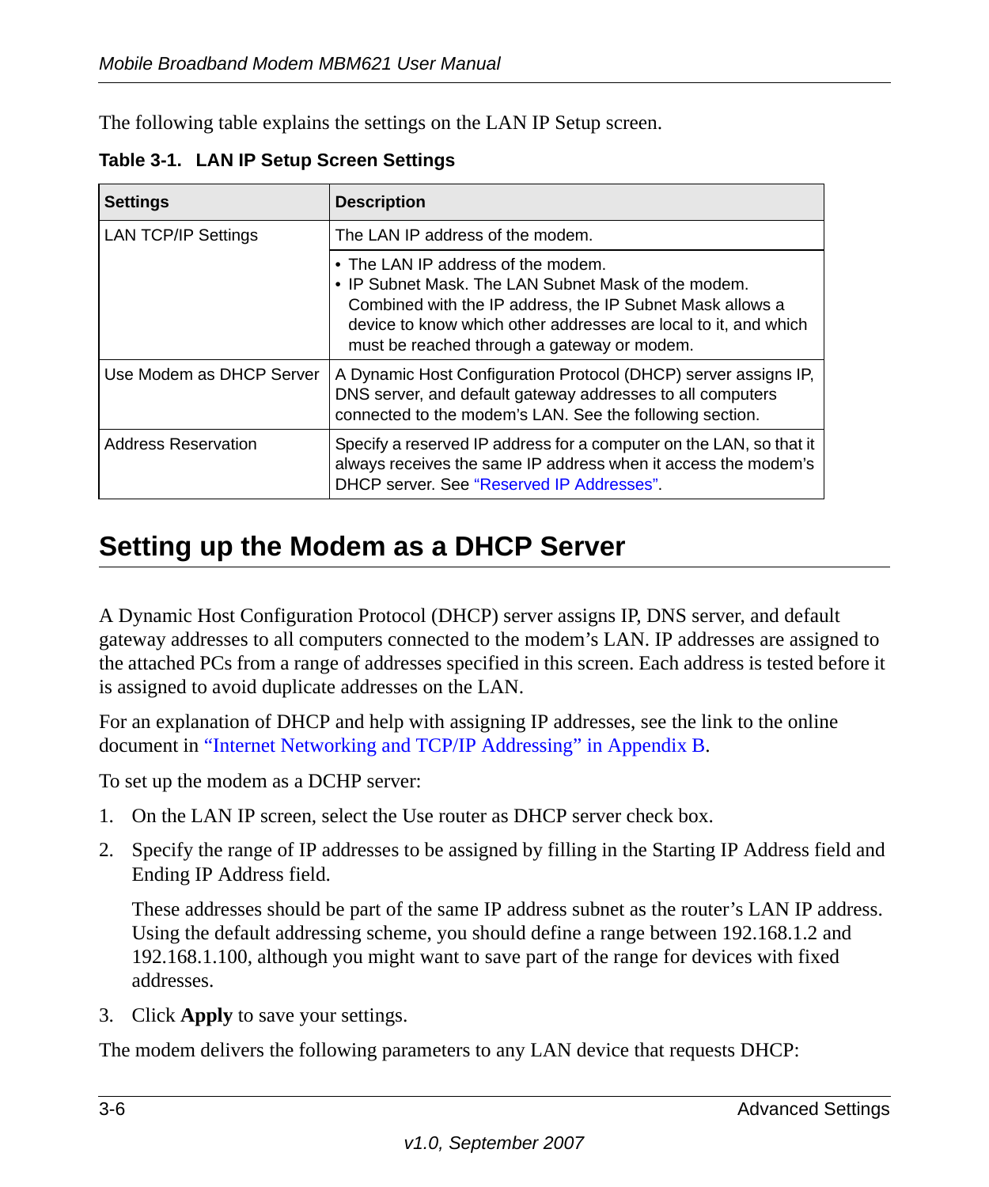The following table explains the settings on the LAN IP Setup screen.

**Table 3-1. LAN IP Setup Screen Settings**

| Settings | Description |
|---|---|
| LAN TCP/IP Settings | The LAN IP address of the modem. |
| | • The LAN IP address of the modem.<br>• IP Subnet Mask. The LAN Subnet Mask of the modem. Combined with the IP address, the IP Subnet Mask allows a device to know which other addresses are local to it, and which must be reached through a gateway or modem. |
| Use Modem as DHCP Server | A Dynamic Host Configuration Protocol (DHCP) server assigns IP, DNS server, and default gateway addresses to all computers connected to the modem's LAN. See the following section. |
| Address Reservation | Specify a reserved IP address for a computer on the LAN, so that it always receives the same IP address when it access the modem's DHCP server. See "Reserved IP Addresses". |

## Setting up the Modem as a DHCP Server

A Dynamic Host Configuration Protocol (DHCP) server assigns IP, DNS server, and default gateway addresses to all computers connected to the modem's LAN. IP addresses are assigned to the attached PCs from a range of addresses specified in this screen. Each address is tested before it is assigned to avoid duplicate addresses on the LAN.

For an explanation of DHCP and help with assigning IP addresses, see the link to the online document in "Internet Networking and TCP/IP Addressing" in Appendix B.

To set up the modem as a DCHP server:

1. On the LAN IP screen, select the Use router as DHCP server check box.
2. Specify the range of IP addresses to be assigned by filling in the Starting IP Address field and Ending IP Address field.

   These addresses should be part of the same IP address subnet as the router's LAN IP address. Using the default addressing scheme, you should define a range between 192.168.1.2 and 192.168.1.100, although you might want to save part of the range for devices with fixed addresses.

3. Click **Apply** to save your settings.

The modem delivers the following parameters to any LAN device that requests DHCP: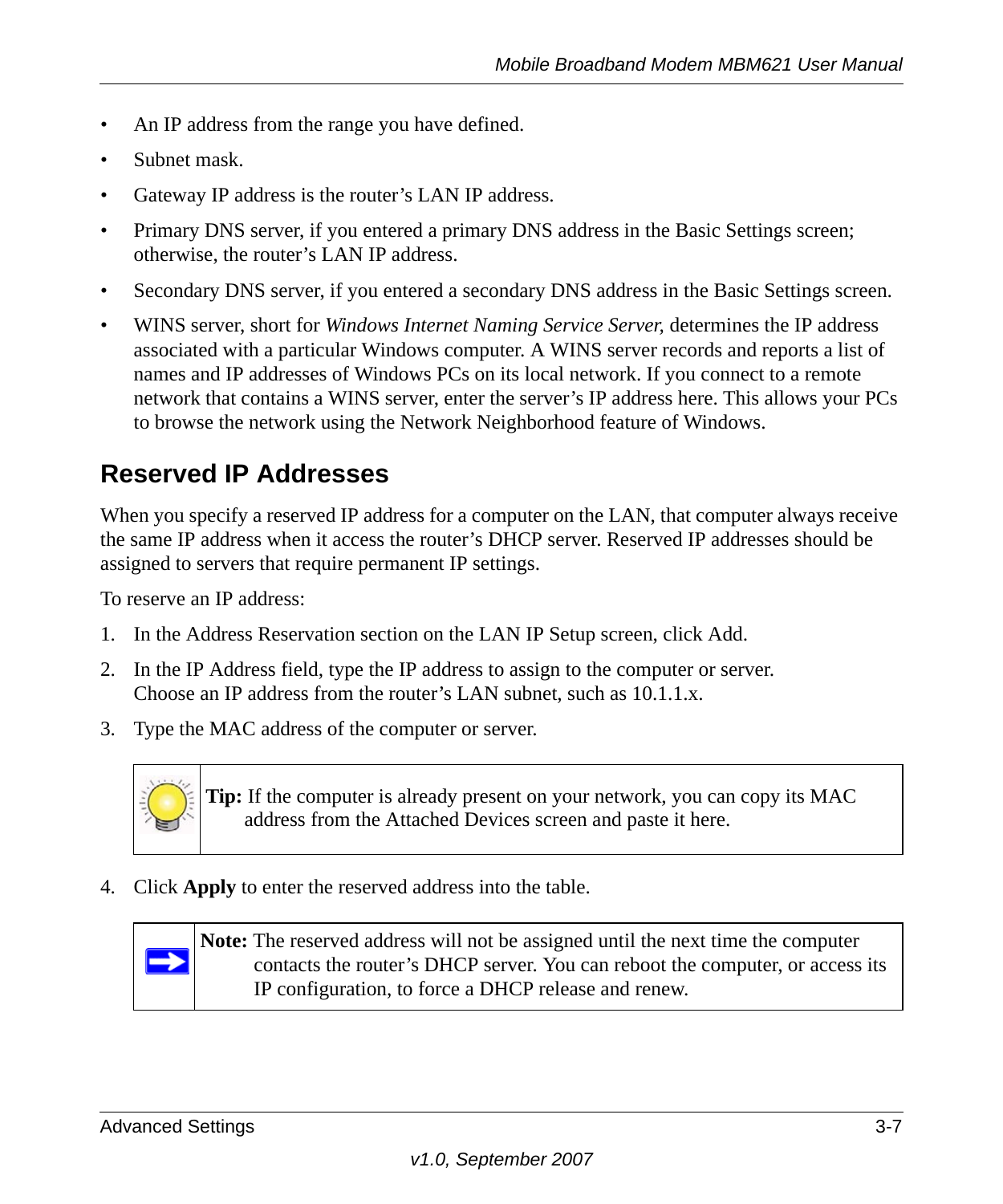- An IP address from the range you have defined.
- Subnet mask.
- Gateway IP address is the router's LAN IP address.
- Primary DNS server, if you entered a primary DNS address in the Basic Settings screen; otherwise, the router's LAN IP address.
- Secondary DNS server, if you entered a secondary DNS address in the Basic Settings screen.
- WINS server, short for *Windows Internet Naming Service Server,* determines the IP address associated with a particular Windows computer. A WINS server records and reports a list of names and IP addresses of Windows PCs on its local network. If you connect to a remote network that contains a WINS server, enter the server's IP address here. This allows your PCs to browse the network using the Network Neighborhood feature of Windows.

## Reserved IP Addresses

When you specify a reserved IP address for a computer on the LAN, that computer always receive the same IP address when it access the router's DHCP server. Reserved IP addresses should be assigned to servers that require permanent IP settings.

To reserve an IP address:

1. In the Address Reservation section on the LAN IP Setup screen, click Add.
2. In the IP Address field, type the IP address to assign to the computer or server. Choose an IP address from the router's LAN subnet, such as 10.1.1.x.
3. Type the MAC address of the computer or server.

> **Tip:** If the computer is already present on your network, you can copy its MAC address from the Attached Devices screen and paste it here.

4. Click **Apply** to enter the reserved address into the table.

> **Note:** The reserved address will not be assigned until the next time the computer contacts the router's DHCP server. You can reboot the computer, or access its IP configuration, to force a DHCP release and renew.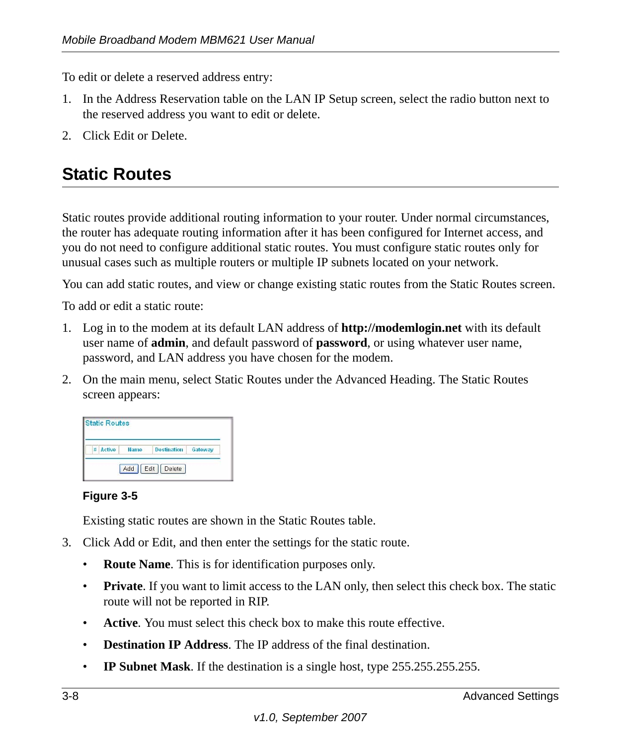To edit or delete a reserved address entry:

1. In the Address Reservation table on the LAN IP Setup screen, select the radio button next to the reserved address you want to edit or delete.
2. Click Edit or Delete.

## Static Routes

Static routes provide additional routing information to your router. Under normal circumstances, the router has adequate routing information after it has been configured for Internet access, and you do not need to configure additional static routes. You must configure static routes only for unusual cases such as multiple routers or multiple IP subnets located on your network.

You can add static routes, and view or change existing static routes from the Static Routes screen.

To add or edit a static route:

1. Log in to the modem at its default LAN address of **http://modemlogin.net** with its default user name of **admin**, and default password of **password**, or using whatever user name, password, and LAN address you have chosen for the modem.
2. On the main menu, select Static Routes under the Advanced Heading. The Static Routes screen appears:

   **Figure 3-5**

   Existing static routes are shown in the Static Routes table.
3. Click Add or Edit, and then enter the settings for the static route.
   - **Route Name**. This is for identification purposes only.
   - **Private**. If you want to limit access to the LAN only, then select this check box. The static route will not be reported in RIP.
   - **Active**. You must select this check box to make this route effective.
   - **Destination IP Address**. The IP address of the final destination.
   - **IP Subnet Mask**. If the destination is a single host, type 255.255.255.255.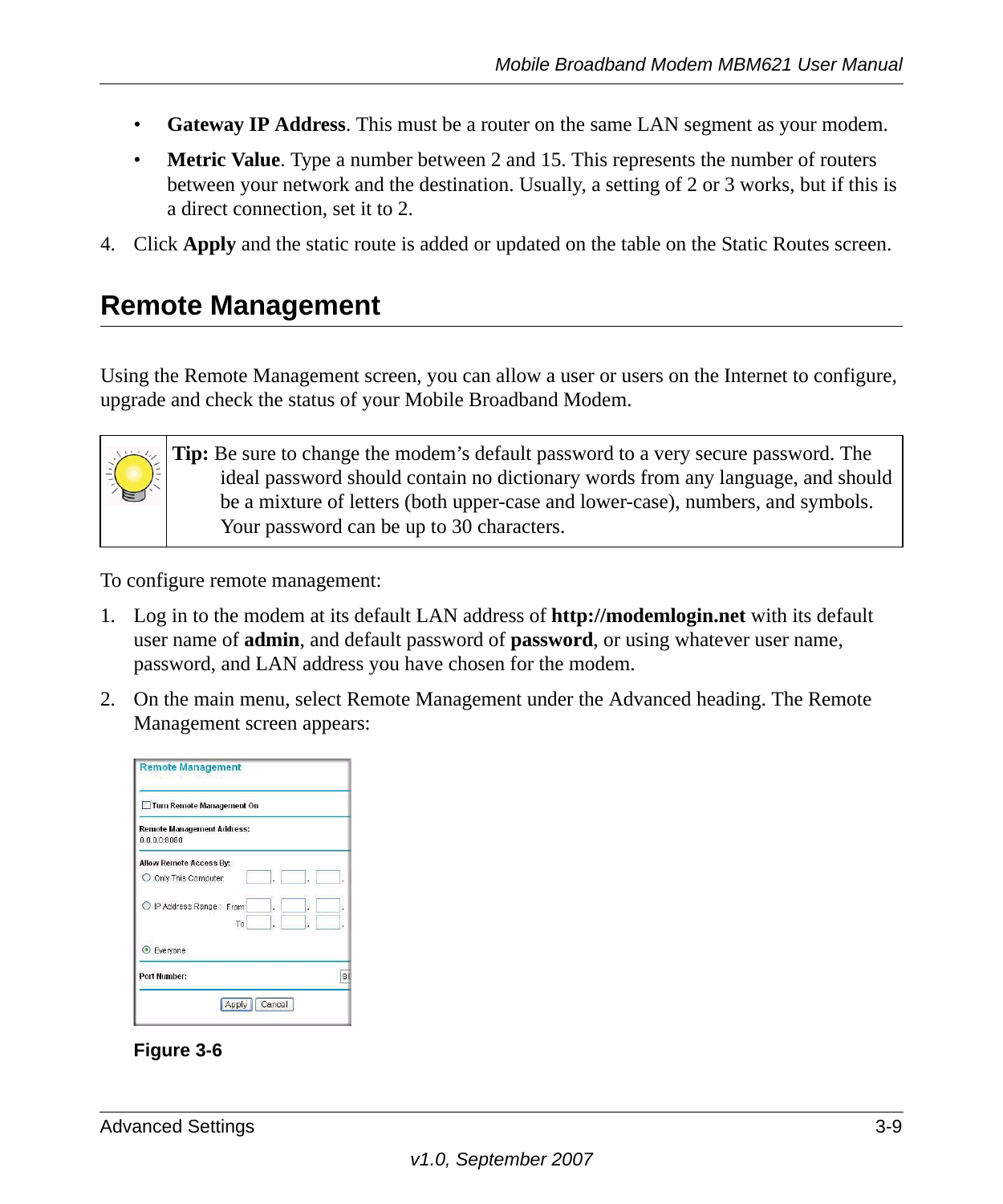- **Gateway IP Address**. This must be a router on the same LAN segment as your modem.
- **Metric Value**. Type a number between 2 and 15. This represents the number of routers between your network and the destination. Usually, a setting of 2 or 3 works, but if this is a direct connection, set it to 2.

4. Click **Apply** and the static route is added or updated on the table on the Static Routes screen.

## Remote Management

Using the Remote Management screen, you can allow a user or users on the Internet to configure, upgrade and check the status of your Mobile Broadband Modem.

> **Tip:** Be sure to change the modem's default password to a very secure password. The ideal password should contain no dictionary words from any language, and should be a mixture of letters (both upper-case and lower-case), numbers, and symbols. Your password can be up to 30 characters.

To configure remote management:

1. Log in to the modem at its default LAN address of **http://modemlogin.net** with its default user name of **admin**, and default password of **password**, or using whatever user name, password, and LAN address you have chosen for the modem.
2. On the main menu, select Remote Management under the Advanced heading. The Remote Management screen appears:

Figure 3-6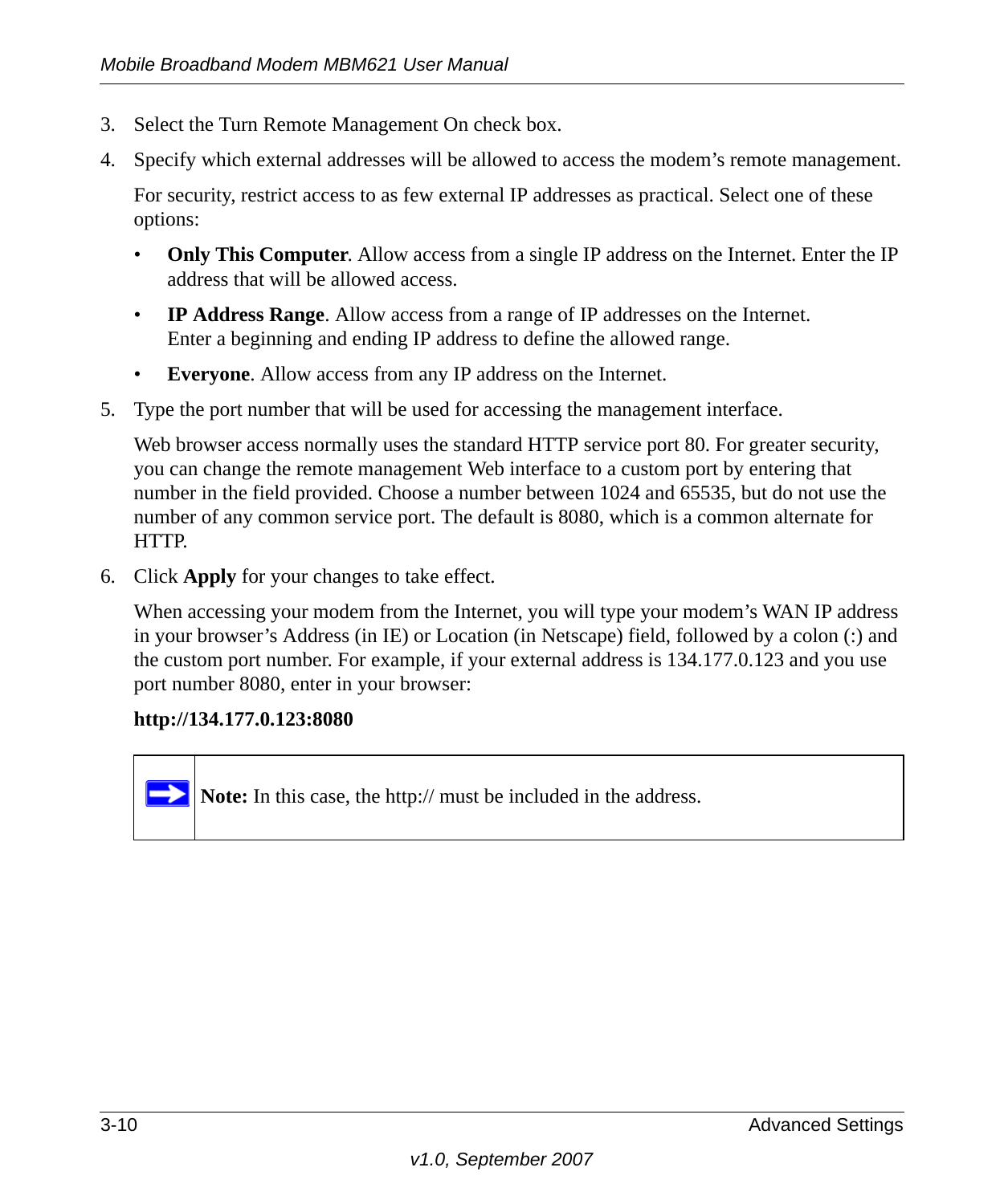3. Select the Turn Remote Management On check box.
4. Specify which external addresses will be allowed to access the modem's remote management.

   For security, restrict access to as few external IP addresses as practical. Select one of these options:

   - **Only This Computer**. Allow access from a single IP address on the Internet. Enter the IP address that will be allowed access.
   - **IP Address Range**. Allow access from a range of IP addresses on the Internet. Enter a beginning and ending IP address to define the allowed range.
   - **Everyone**. Allow access from any IP address on the Internet.
5. Type the port number that will be used for accessing the management interface.

   Web browser access normally uses the standard HTTP service port 80. For greater security, you can change the remote management Web interface to a custom port by entering that number in the field provided. Choose a number between 1024 and 65535, but do not use the number of any common service port. The default is 8080, which is a common alternate for HTTP.
6. Click **Apply** for your changes to take effect.

   When accessing your modem from the Internet, you will type your modem's WAN IP address in your browser's Address (in IE) or Location (in Netscape) field, followed by a colon (:) and the custom port number. For example, if your external address is 134.177.0.123 and you use port number 8080, enter in your browser:

   **http://134.177.0.123:8080**

> **Note:** In this case, the http:// must be included in the address.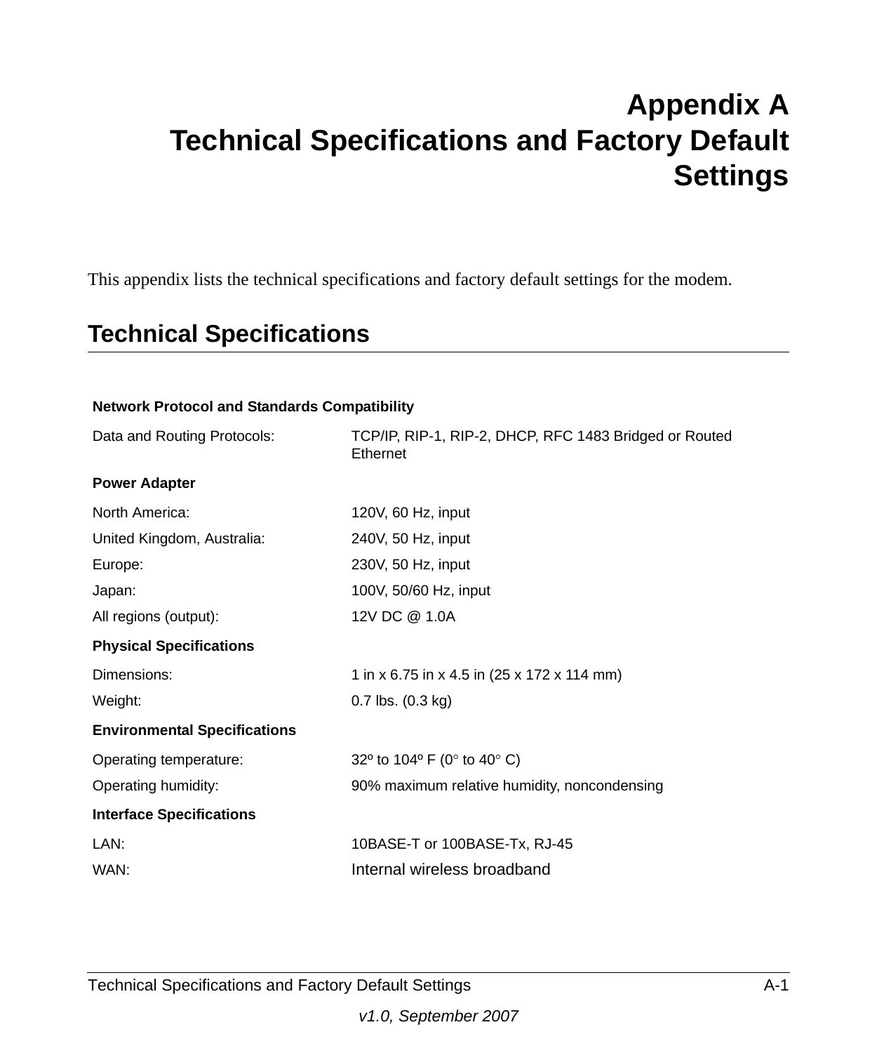# Appendix A
# Technical Specifications and Factory Default Settings

This appendix lists the technical specifications and factory default settings for the modem.

## Technical Specifications

| | |
|---|---|
| **Network Protocol and Standards Compatibility** | |
| Data and Routing Protocols: | TCP/IP, RIP-1, RIP-2, DHCP, RFC 1483 Bridged or Routed Ethernet |
| **Power Adapter** | |
| North America: | 120V, 60 Hz, input |
| United Kingdom, Australia: | 240V, 50 Hz, input |
| Europe: | 230V, 50 Hz, input |
| Japan: | 100V, 50/60 Hz, input |
| All regions (output): | 12V DC @ 1.0A |
| **Physical Specifications** | |
| Dimensions: | 1 in x 6.75 in x 4.5 in (25 x 172 x 114 mm) |
| Weight: | 0.7 lbs. (0.3 kg) |
| **Environmental Specifications** | |
| Operating temperature: | 32º to 104º F (0° to 40° C) |
| Operating humidity: | 90% maximum relative humidity, noncondensing |
| **Interface Specifications** | |
| LAN: | 10BASE-T or 100BASE-Tx, RJ-45 |
| WAN: | Internal wireless broadband |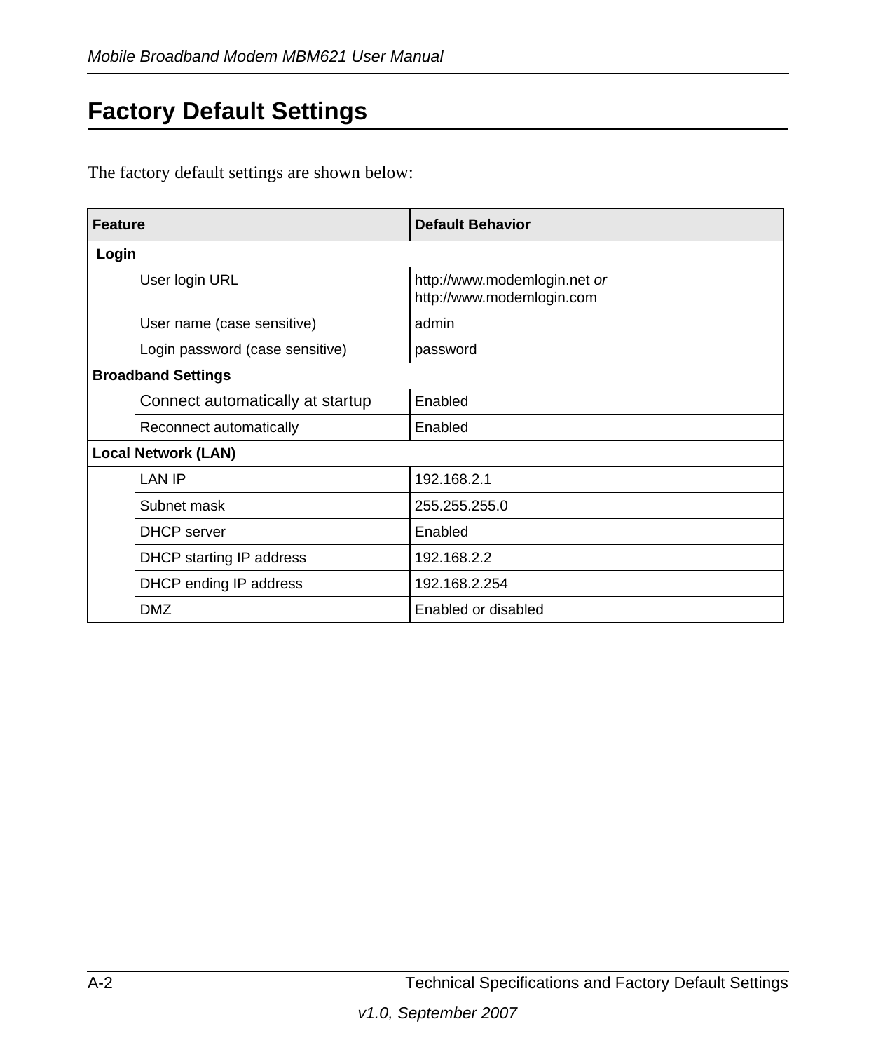# Factory Default Settings

The factory default settings are shown below:

| Feature | | Default Behavior |
|---|---|---|
| **Login** | | |
| | User login URL | http://www.modemlogin.net *or* http://www.modemlogin.com |
| | User name (case sensitive) | admin |
| | Login password (case sensitive) | password |
| **Broadband Settings** | | |
| | Connect automatically at startup | Enabled |
| | Reconnect automatically | Enabled |
| **Local Network (LAN)** | | |
| | LAN IP | 192.168.2.1 |
| | Subnet mask | 255.255.255.0 |
| | DHCP server | Enabled |
| | DHCP starting IP address | 192.168.2.2 |
| | DHCP ending IP address | 192.168.2.254 |
| | DMZ | Enabled or disabled |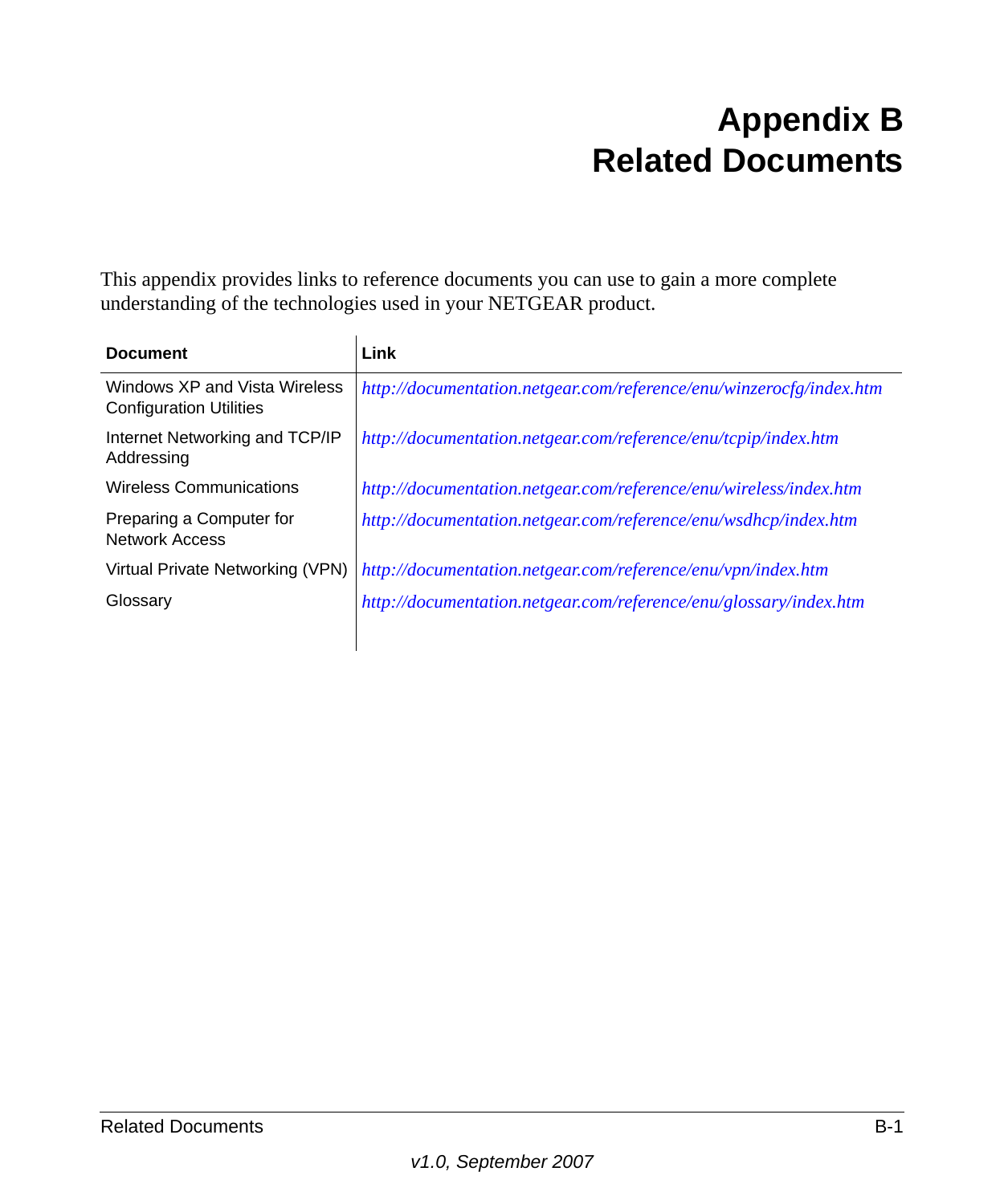# Appendix B
# Related Documents

This appendix provides links to reference documents you can use to gain a more complete understanding of the technologies used in your NETGEAR product.

| Document | Link |
|---|---|
| Windows XP and Vista Wireless Configuration Utilities | *http://documentation.netgear.com/reference/enu/winzerocfg/index.htm* |
| Internet Networking and TCP/IP Addressing | *http://documentation.netgear.com/reference/enu/tcpip/index.htm* |
| Wireless Communications | *http://documentation.netgear.com/reference/enu/wireless/index.htm* |
| Preparing a Computer for Network Access | *http://documentation.netgear.com/reference/enu/wsdhcp/index.htm* |
| Virtual Private Networking (VPN) | *http://documentation.netgear.com/reference/enu/vpn/index.htm* |
| Glossary | *http://documentation.netgear.com/reference/enu/glossary/index.htm* |